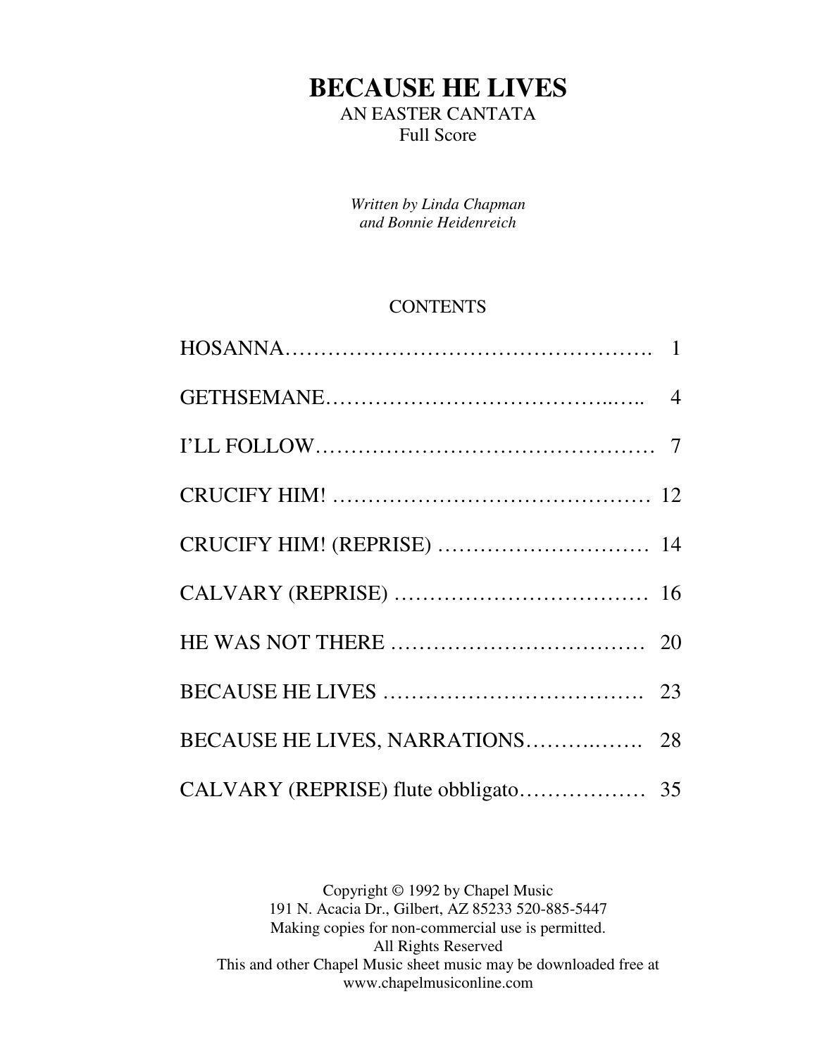# BECAUSE HE LIVES

AN EASTER CANTATA

Full Score

*Written by Linda Chapman*
*and Bonnie Heidenreich*

## CONTENTS

| | |
|---|---|
| HOSANNA | 1 |
| GETHSEMANE | 4 |
| I'LL FOLLOW | 7 |
| CRUCIFY HIM! | 12 |
| CRUCIFY HIM! (REPRISE) | 14 |
| CALVARY (REPRISE) | 16 |
| HE WAS NOT THERE | 20 |
| BECAUSE HE LIVES | 23 |
| BECAUSE HE LIVES, NARRATIONS | 28 |
| CALVARY (REPRISE) flute obbligato | 35 |

Copyright © 1992 by Chapel Music
191 N. Acacia Dr., Gilbert, AZ 85233 520-885-5447
Making copies for non-commercial use is permitted.
All Rights Reserved
This and other Chapel Music sheet music may be downloaded free at
www.chapelmusiconline.com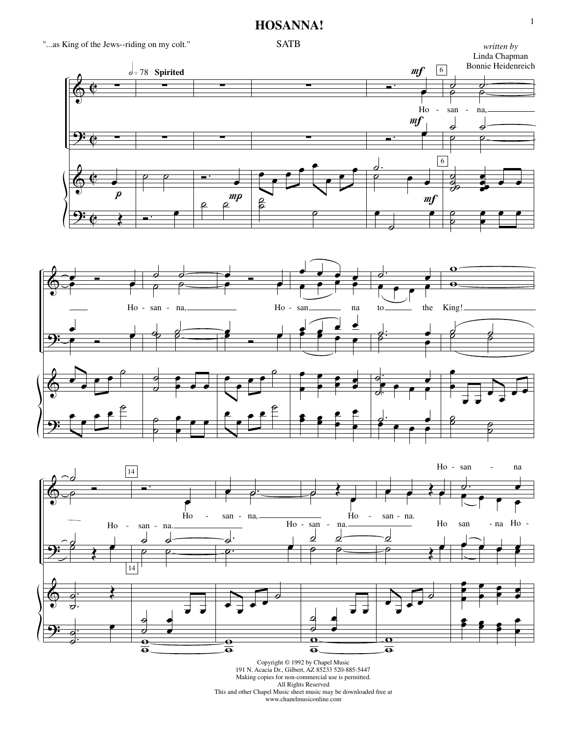# HOSANNA!

"...as King of the Jews--riding on my colt."

SATB

*written by*
Linda Chapman
Bonnie Heidenreich

Copyright © 1992 by Chapel Music
191 N. Acacia Dr., Gilbert, AZ 85233 520-885-5447
Making copies for non-commercial use is permitted.
All Rights Reserved
This and other Chapel Music sheet music may be downloaded free at
www.chapelmusiconline.com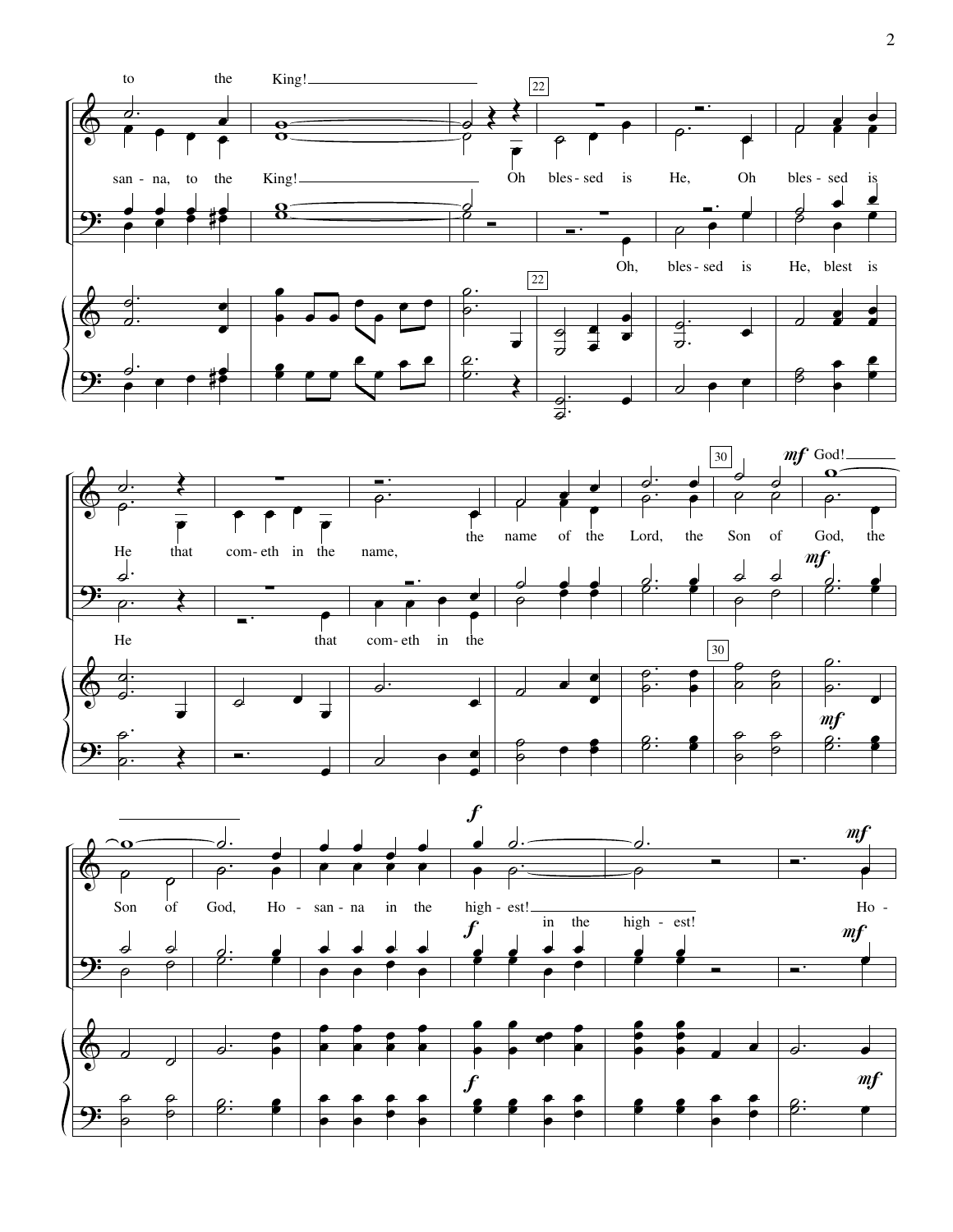to the King!

san - na, to the King! Oh bles - sed is He, Oh bles - sed is

Oh, bles - sed is He, blest is

22

God!

He that com - eth in the name, the name of the Lord, the Son of God, the

He that com - eth in the

30

Son of God, Ho - san - na in the high - est! Ho -

in the high - est!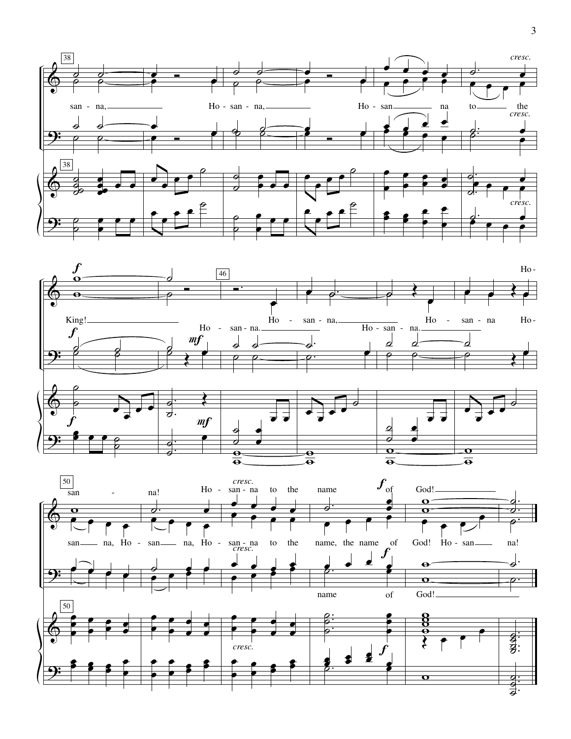38

san - na, Ho - san - na, Ho - san na to the

*cresc.*

King!

*f*

46

Ho - san - na. Ho - san - na, Ho - san - na. Ho - san - na Ho-

*mf*

50

san - na! Ho - san - na to the name of God!

san na, Ho - san na, Ho - san - na to the name, the name of God! Ho - san na!

*cresc.*

*f*

name of God!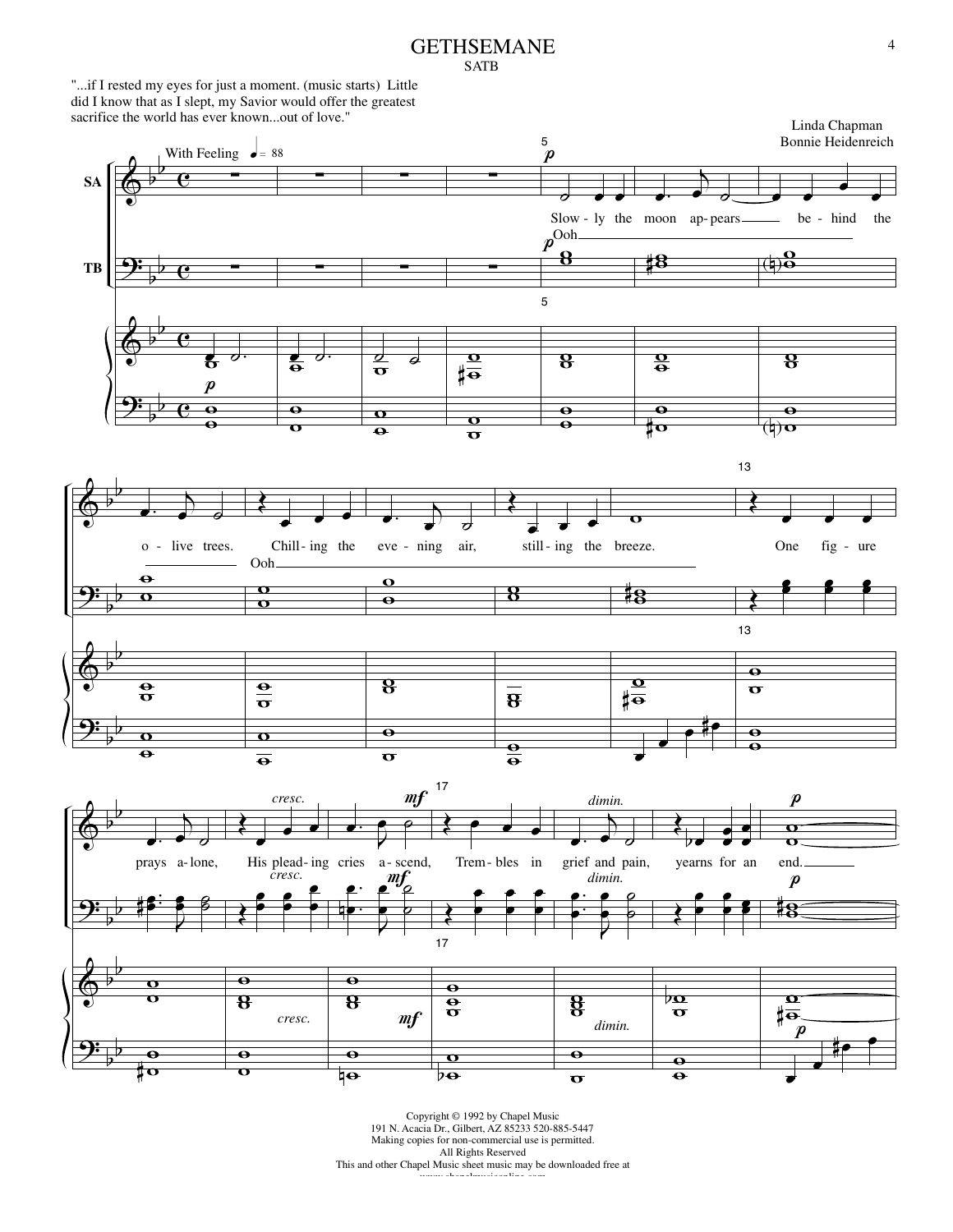# GETHSEMANE

SATB

"...if I rested my eyes for just a moment. (music starts) Little did I know that as I slept, my Savior would offer the greatest sacrifice the world has ever known...out of love."

Linda Chapman
Bonnie Heidenreich

With Feeling ♩= 88

Slow - ly the moon ap - pears be - hind the o - live trees. Chill - ing the eve - ning air, still - ing the breeze.

Ooh

Ooh

One fig - ure prays a - lone, His plead - ing cries a - scend, Trem - bles in grief and pain, yearns for an end.

Copyright © 1992 by Chapel Music
191 N. Acacia Dr., Gilbert, AZ 85233 520-885-5447
Making copies for non-commercial use is permitted.
All Rights Reserved
This and other Chapel Music sheet music may be downloaded free at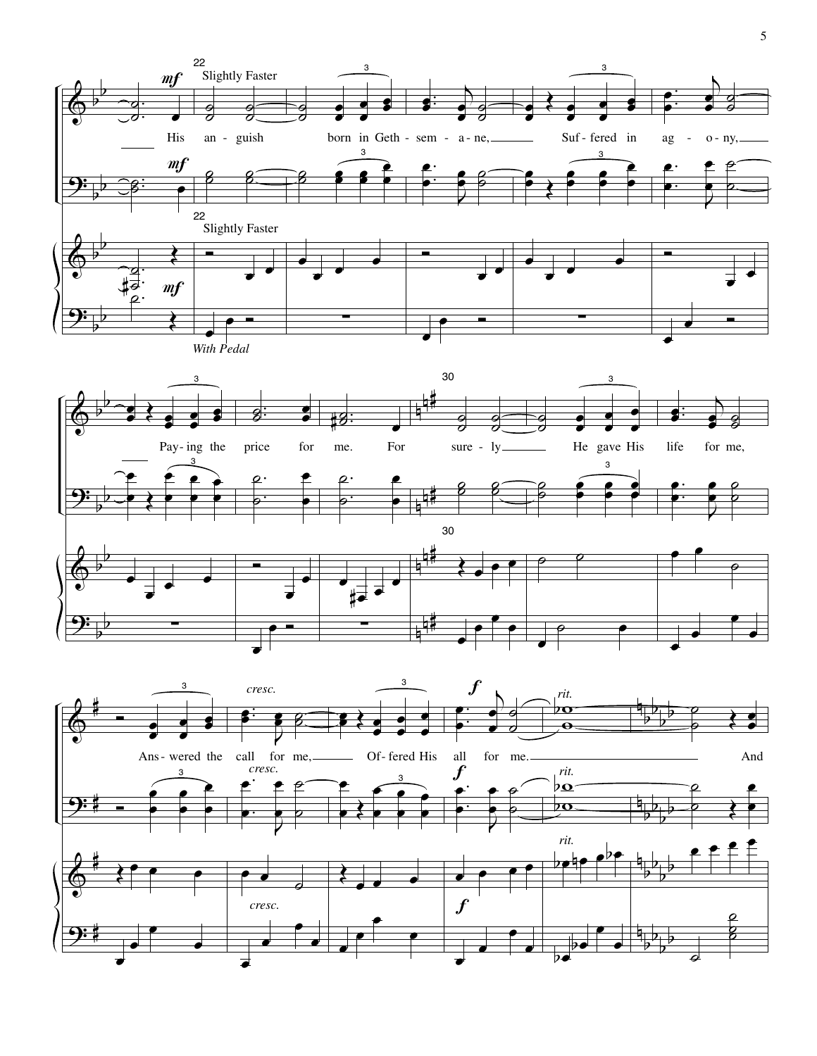22

*Slightly Faster*

**mf**

His an - guish born in Geth - sem - a - ne, Suf - fered in ag - o - ny,

*With Pedal*

Pay - ing the price for me. For sure - ly He gave His life for me,

30

Ans - wered the call for me, Of - fered His all for me. And

*cresc.*

**f**

*rit.*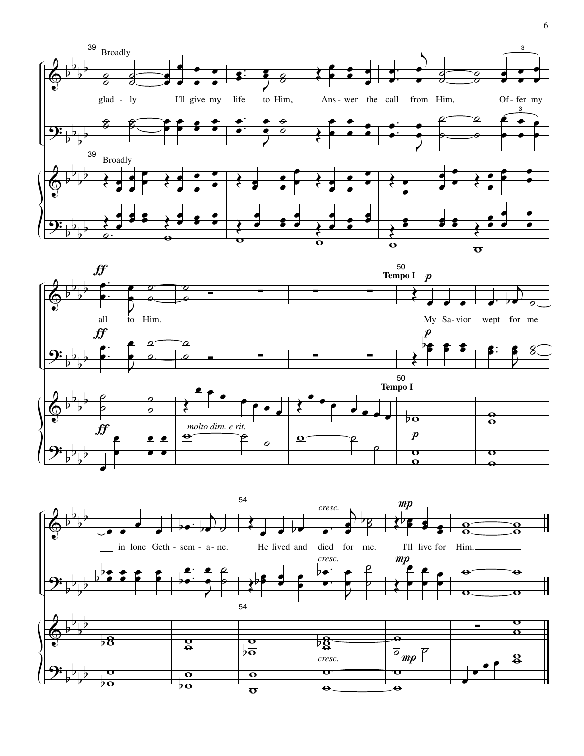39 Broadly

glad - ly I'll give my life to Him, Ans - wer the call from Him, Of - fer my

*ff*

all to Him.

50 **Tempo I**

*p*

My Sa - vior wept for me

*molto dim. e rit.*

54

in lone Geth - sem - a - ne. He lived and died for me. I'll live for Him.

*cresc.*

*mp*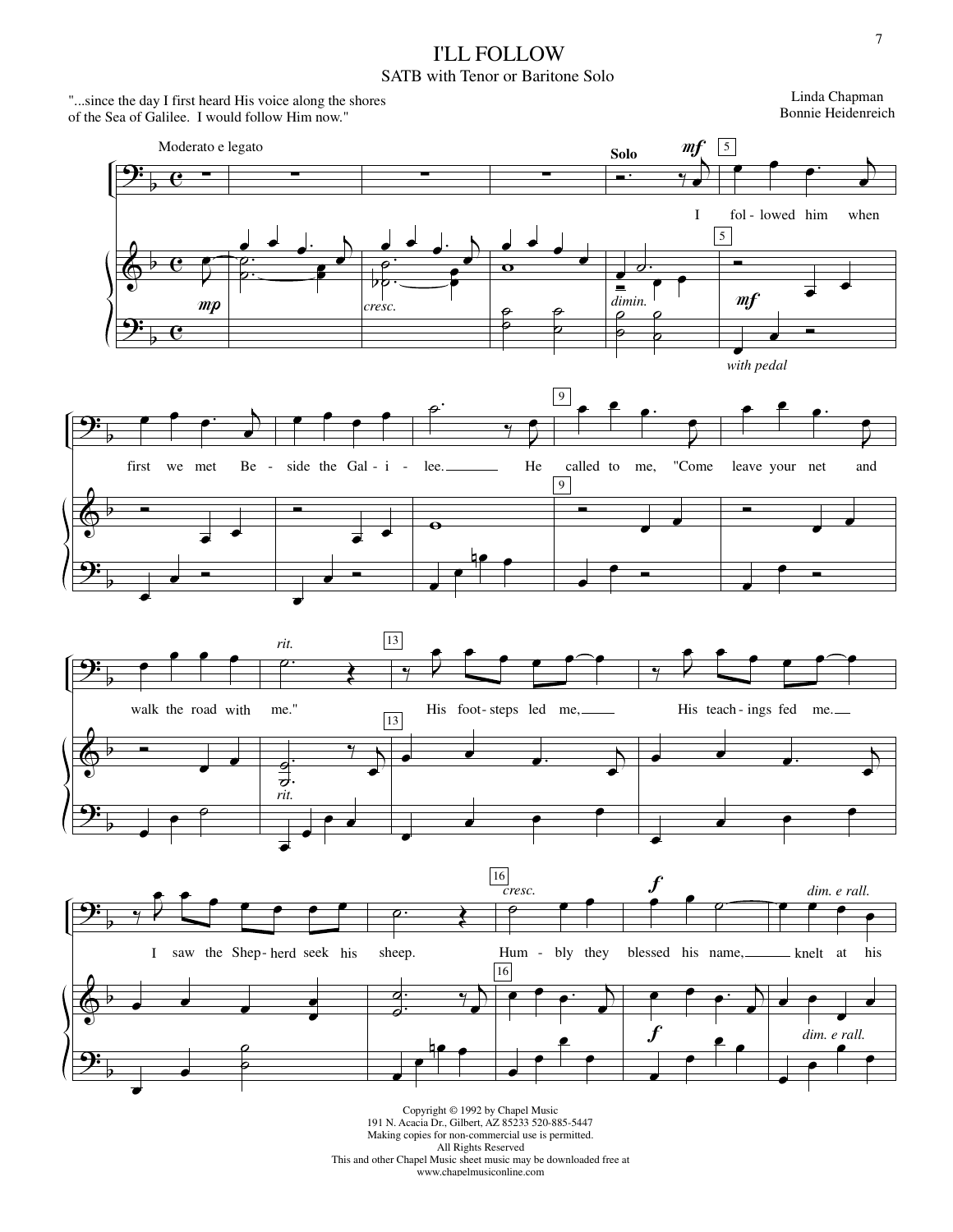# I'LL FOLLOW

SATB with Tenor or Baritone Solo

"...since the day I first heard His voice along the shores of the Sea of Galilee. I would follow Him now."

Linda Chapman
Bonnie Heidenreich

Moderato e legato

Solo

I fol - lowed him when first we met Be - side the Gal - i - lee. He called to me, "Come leave your net and walk the road with me." His foot - steps led me, His teach - ings fed me. I saw the Shep - herd seek his sheep. Hum - bly they blessed his name, knelt at his

Copyright © 1992 by Chapel Music
191 N. Acacia Dr., Gilbert, AZ 85233 520-885-5447
Making copies for non-commercial use is permitted.
All Rights Reserved
This and other Chapel Music sheet music may be downloaded free at
www.chapelmusiconline.com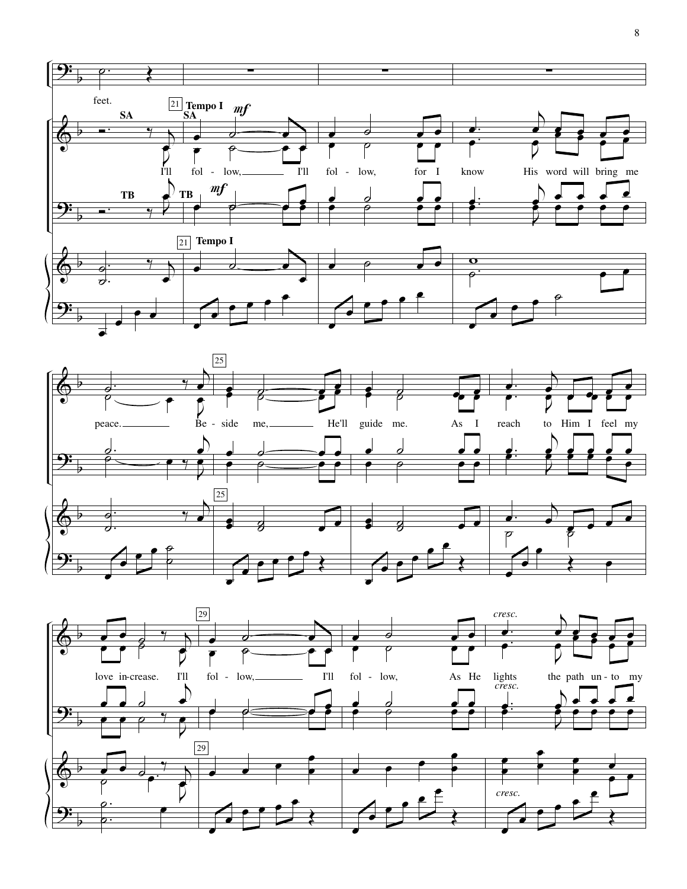feet.

**21** **Tempo I** *mf*

SA / TB

I'll fol - low, I'll fol - low, for I know His word will bring me

peace. **25** Be - side me, He'll guide me. As I reach to Him I feel my

love in-crease. **29** I'll fol - low, I'll fol - low, As He *cresc.* lights the path un - to my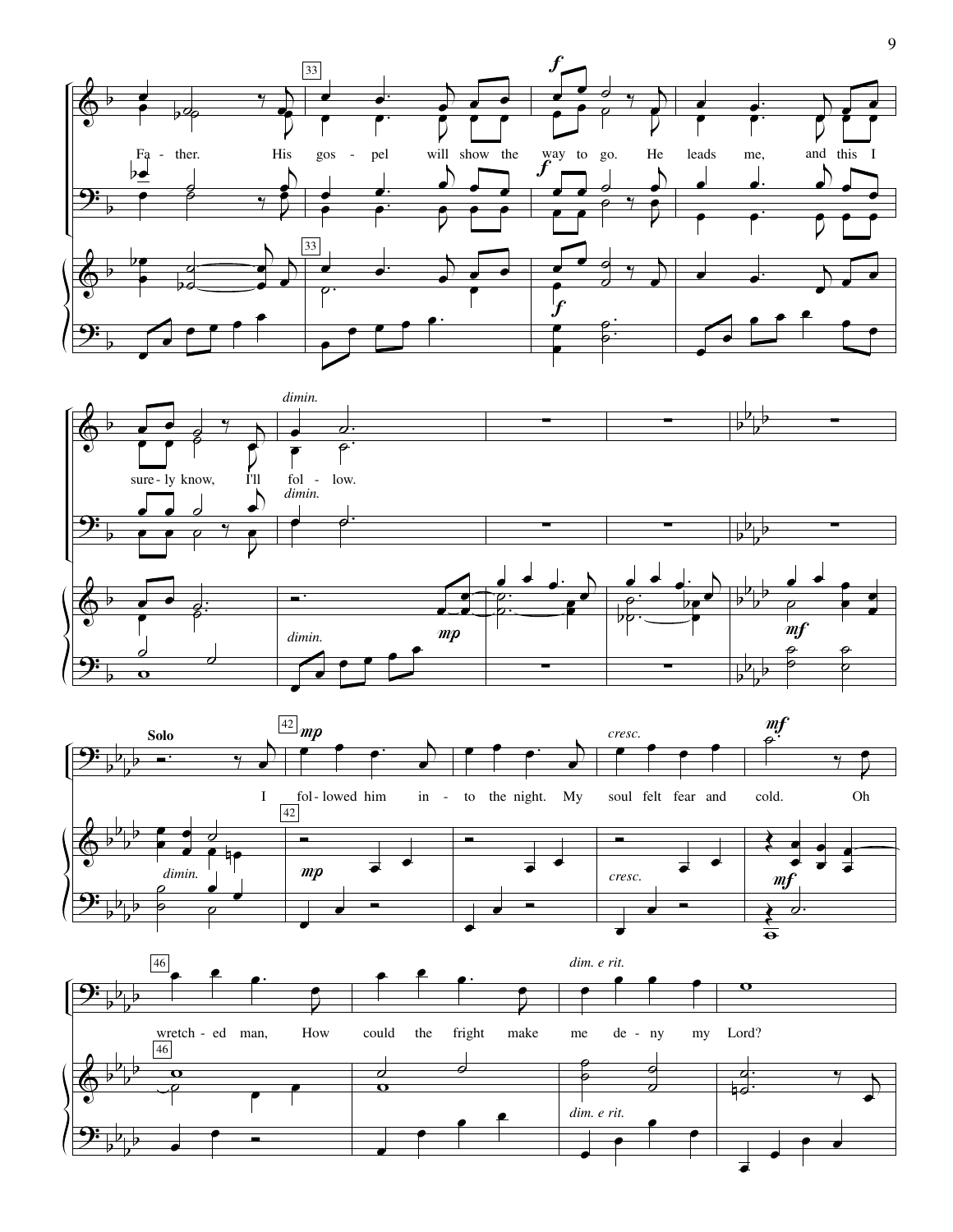Fa - ther. His gos - pel will show the way to go. He leads me, and this I

sure - ly know, I'll fol - low.

*dimin.*

**Solo**

I fol - lowed him in - to the night. My soul felt fear and cold. Oh

wretch - ed man, How could the fright make me de - ny my Lord?

*mp* *cresc.* *mf* *dim. e rit.*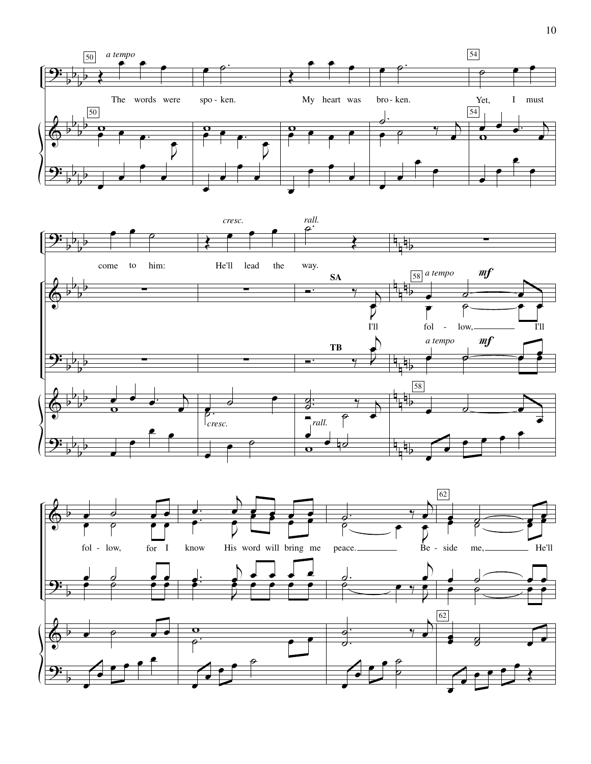*a tempo*

The words were spo - ken. My heart was bro - ken. Yet, I must come to him: He'll lead the way.

*cresc.* *rall.*

**SA**

*a tempo* **mf**

I'll fol - low, I'll fol - low, for I know His word will bring me peace. Be - side me, He'll

**TB**

*a tempo* **mf**

*cresc.* *rall.*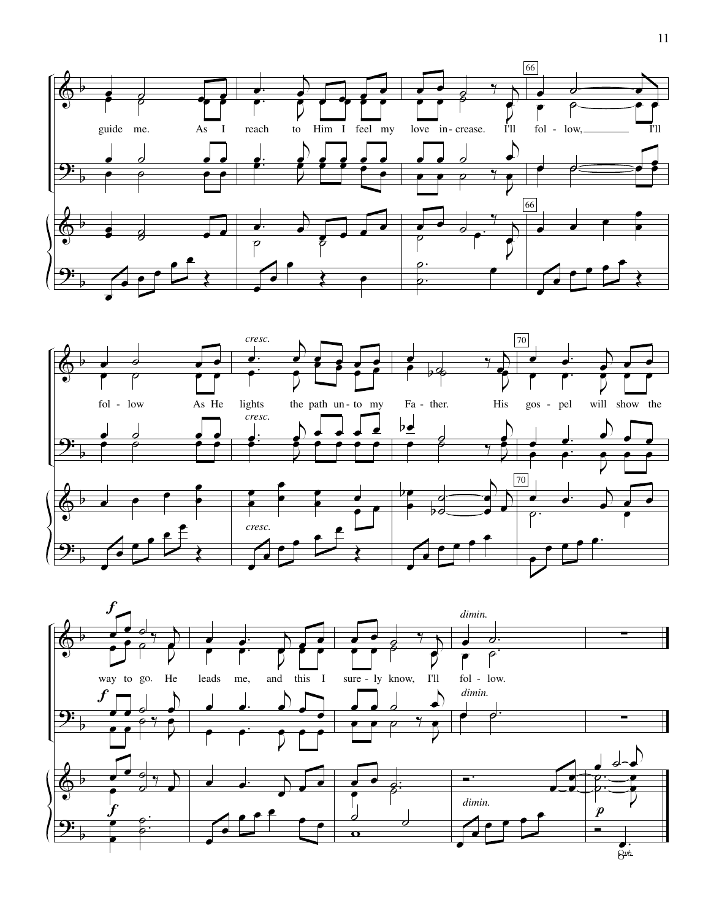66

guide me. As I reach to Him I feel my love in-crease. I'll fol-low, I'll

66

*cresc.*

70

fol-low As He lights the path un-to my Fa-ther. His gos-pel will show the

*cresc.*

*cresc.*

70

***f***

*dimin.*

way to go. He leads me, and this I sure-ly know, I'll fol-low.

***f***

*dimin.*

***f***

*dimin.*

***p***

8vb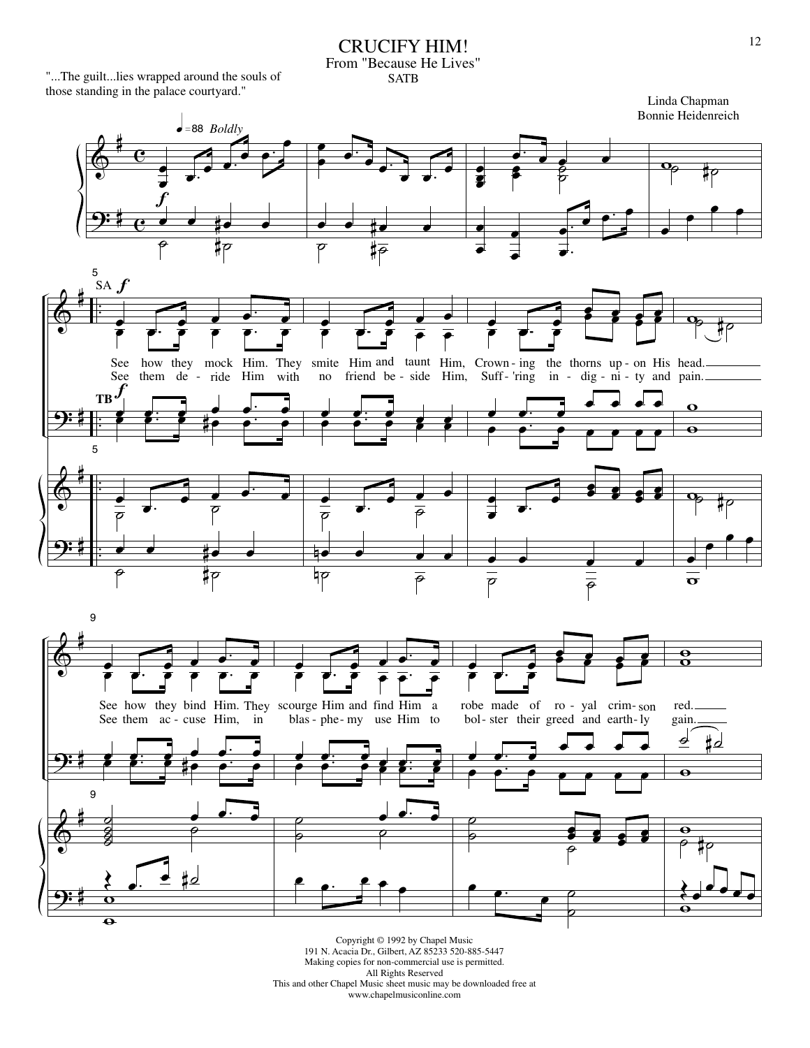# CRUCIFY HIM!

From "Because He Lives"

SATB

"...The guilt...lies wrapped around the souls of those standing in the palace courtyard."

Linda Chapman
Bonnie Heidenreich

♩=88 *Boldly*

See how they mock Him. They smite Him and taunt Him, Crown - ing the thorns up - on His head.
See them de - ride Him with no friend be - side Him, Suff - 'ring in - dig - ni - ty and pain.

See how they bind Him. They scourge Him and find Him a robe made of ro - yal crim - son red.
See them ac - cuse Him, in blas - phe - my use Him to bol - ster their greed and earth - ly gain.

Copyright © 1992 by Chapel Music
191 N. Acacia Dr., Gilbert, AZ 85233 520-885-5447
Making copies for non-commercial use is permitted.
All Rights Reserved
This and other Chapel Music sheet music may be downloaded free at
www.chapelmusiconline.com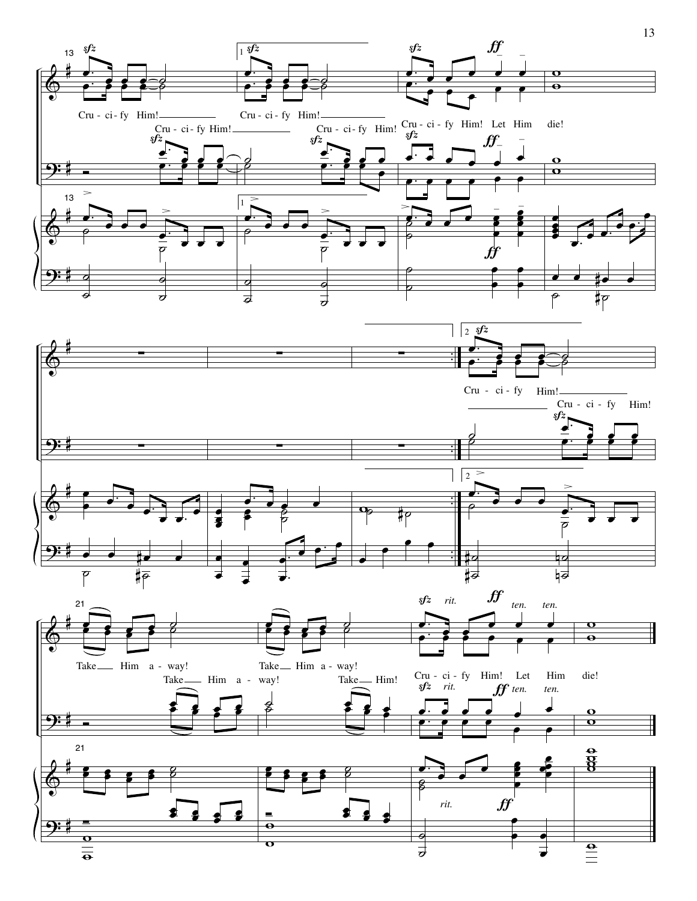Cru - ci - fy Him! Cru - ci - fy Him! Cru - ci - fy Him! Let Him die!

Cru - ci - fy Him! Cru - ci - fy Him!

Cru - ci - fy Him! Cru - ci - fy Him!

Take Him a - way! Take Him a - way! Cru - ci - fy Him! Let Him die!

Take Him a - way! Take Him!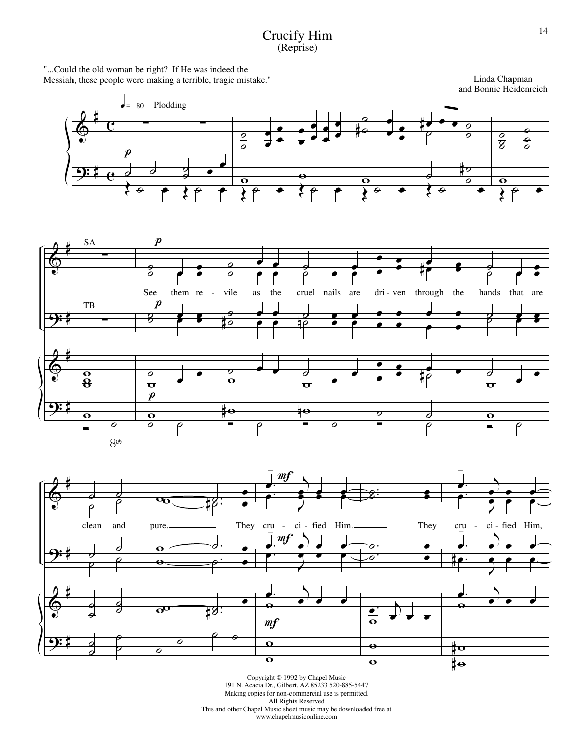# Crucify Him

(Reprise)

"...Could the old woman be right? If He was indeed the Messiah, these people were making a terrible, tragic mistake."

Linda Chapman
and Bonnie Heidenreich

♩ = 80 Plodding

SA / TB

See them revile as the cruel nails are driven through the hands that are clean and pure. They crucified Him. They crucified Him,

Copyright © 1992 by Chapel Music
191 N. Acacia Dr., Gilbert, AZ 85233 520-885-5447
Making copies for non-commercial use is permitted.
All Rights Reserved
This and other Chapel Music sheet music may be downloaded free at
www.chapelmusiconline.com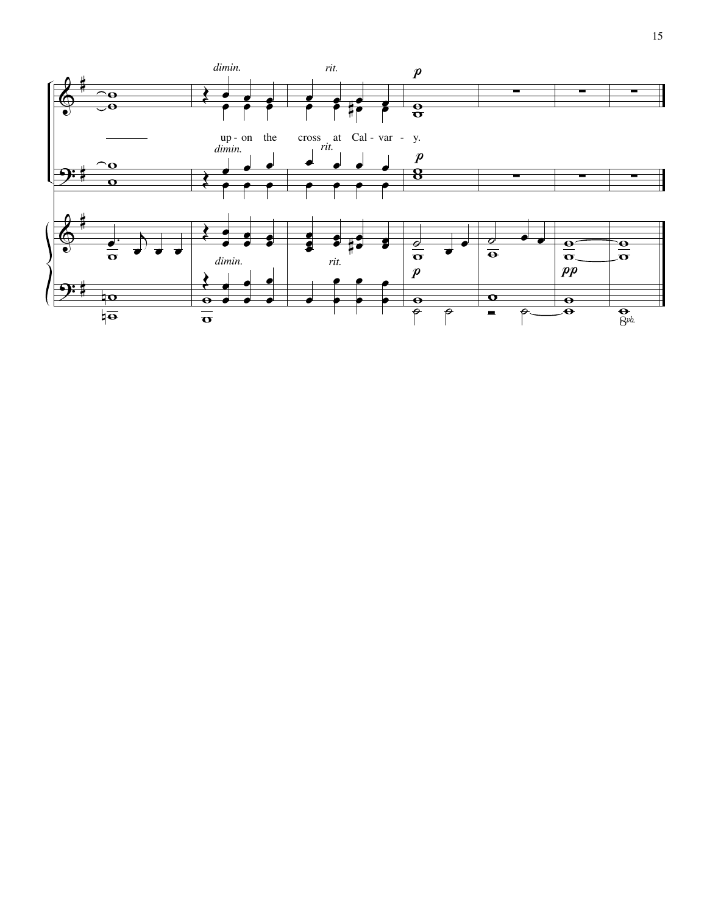*dimin.* *rit.* *p*

up - on the cross at Cal - var - y.

*dimin.* *rit.* *p*

*dimin.* *rit.* *p* *pp*

8vb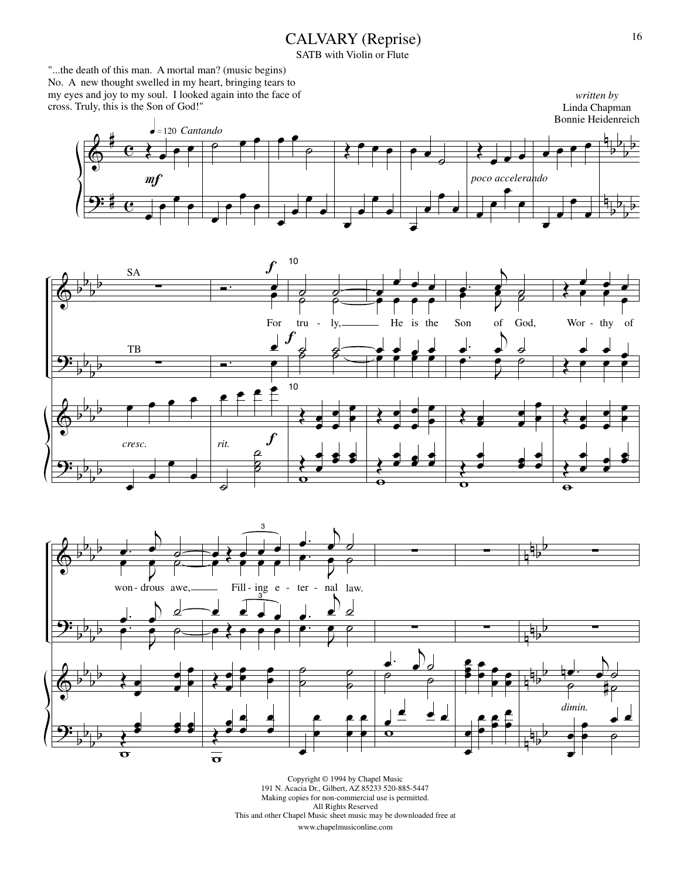# CALVARY (Reprise)

SATB with Violin or Flute

"...the death of this man. A mortal man? (music begins) No. A new thought swelled in my heart, bringing tears to my eyes and joy to my soul. I looked again into the face of cross. Truly, this is the Son of God!"

*written by*
Linda Chapman
Bonnie Heidenreich

For truly, He is the Son of God, Worthy of wondrous awe, Filling eternal law.

Copyright © 1994 by Chapel Music
191 N. Acacia Dr., Gilbert, AZ 85233 520-885-5447
Making copies for non-commercial use is permitted.
All Rights Reserved
This and other Chapel Music sheet music may be downloaded free at
www.chapelmusiconline.com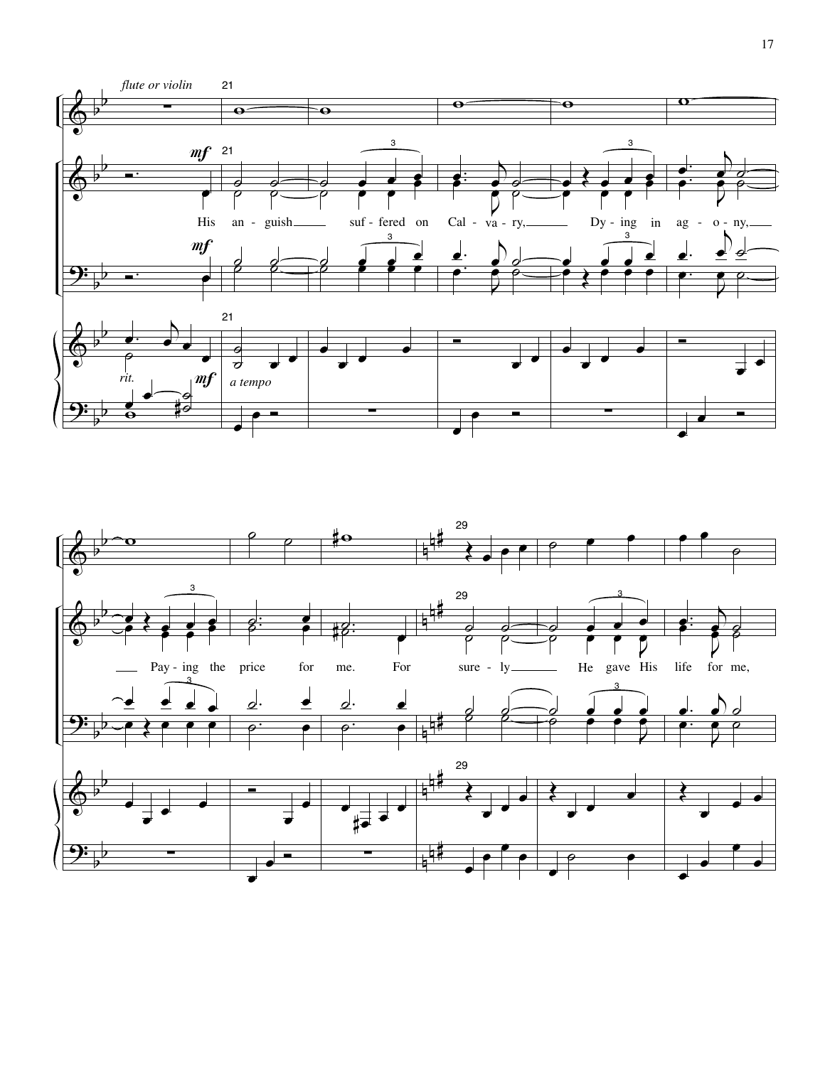*flute or violin*

21

*mf*

His an - guish suf - fered on Cal - va - ry, Dy - ing in ag - o - ny,

*rit.* *mf* *a tempo*

Pay - ing the price for me. For

29

sure - ly He gave His life for me,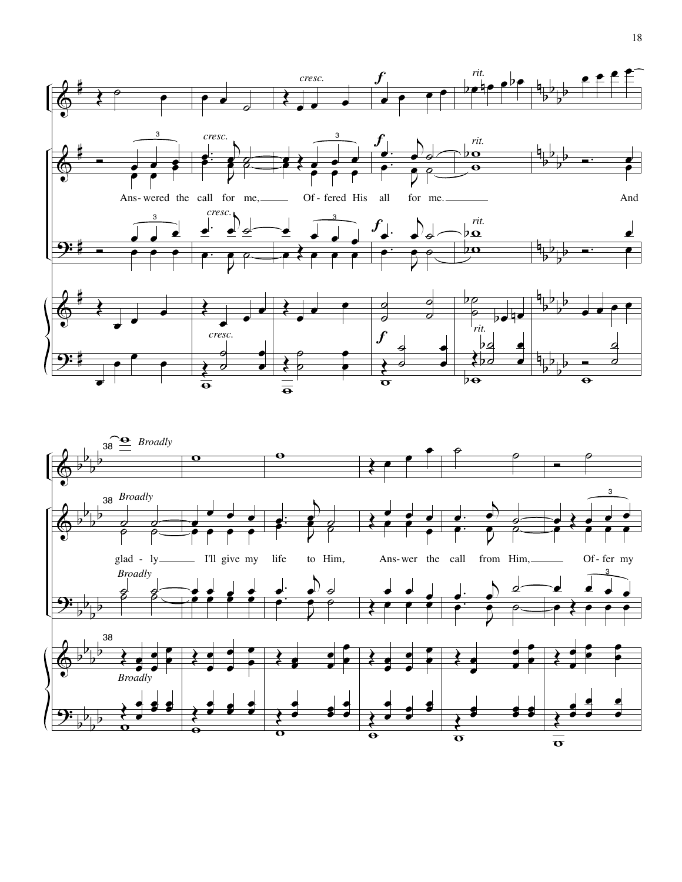*cresc.* *f* *rit.*

Ans - wered the call for me, Of - fered His all for me. And

38 *Broadly*

glad - ly I'll give my life to Him, Ans - wer the call from Him, Of - fer my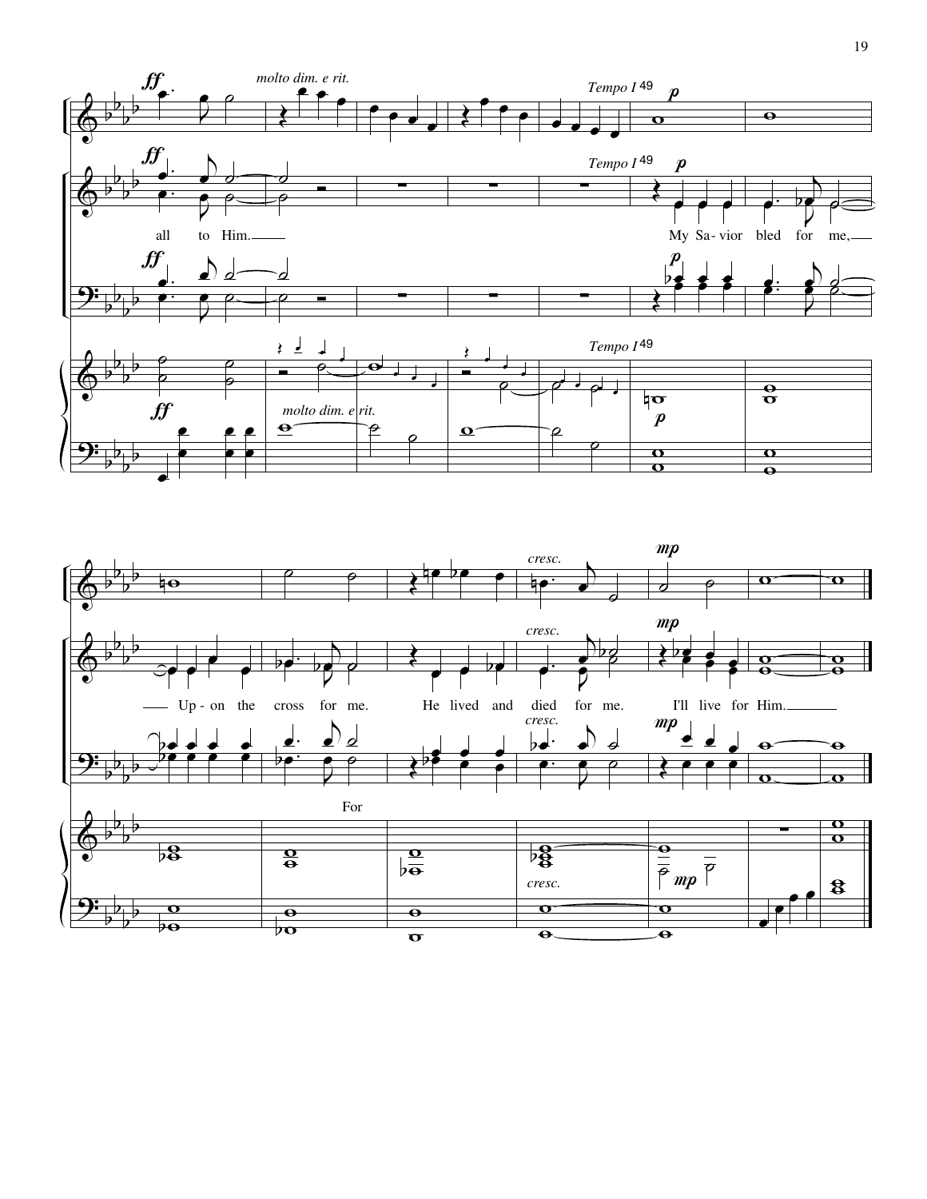*molto dim. e rit.*

*Tempo I* 49

all to Him. My Sa - vior bled for me, Up - on the cross for me. He lived and died for me. I'll live for Him.

*cresc.*

For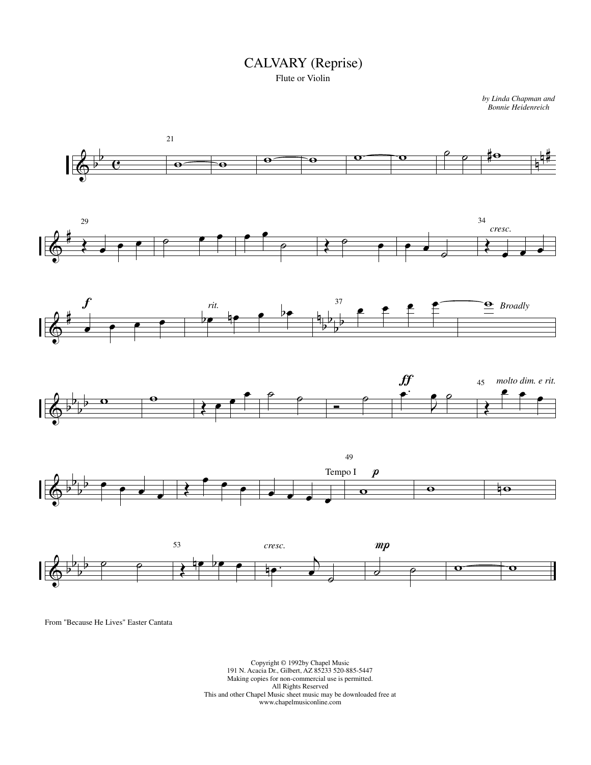# CALVARY (Reprise)

Flute or Violin

*by Linda Chapman and Bonnie Heidenreich*

From "Because He Lives" Easter Cantata

Copyright © 1992by Chapel Music
191 N. Acacia Dr., Gilbert, AZ 85233 520-885-5447
Making copies for non-commercial use is permitted.
All Rights Reserved
This and other Chapel Music sheet music may be downloaded free at
www.chapelmusiconline.com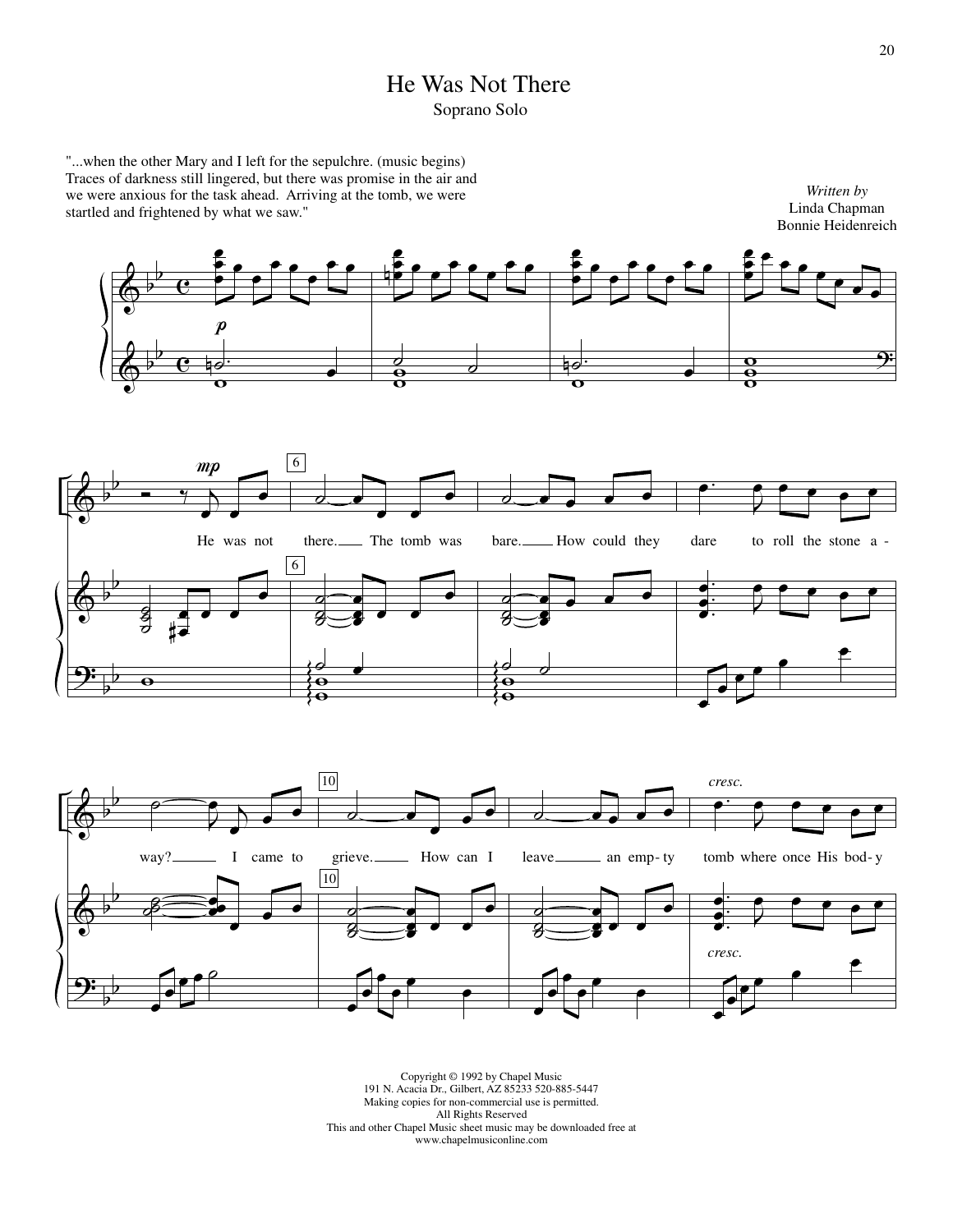# He Was Not There

Soprano Solo

"...when the other Mary and I left for the sepulchre. (music begins) Traces of darkness still lingered, but there was promise in the air and we were anxious for the task ahead. Arriving at the tomb, we were startled and frightened by what we saw."

*Written by*
Linda Chapman
Bonnie Heidenreich

He was not there. The tomb was bare. How could they dare to roll the stone away? I came to grieve. How can I leave an empty tomb where once His body

Copyright © 1992 by Chapel Music
191 N. Acacia Dr., Gilbert, AZ 85233 520-885-5447
Making copies for non-commercial use is permitted.
All Rights Reserved
This and other Chapel Music sheet music may be downloaded free at
www.chapelmusiconline.com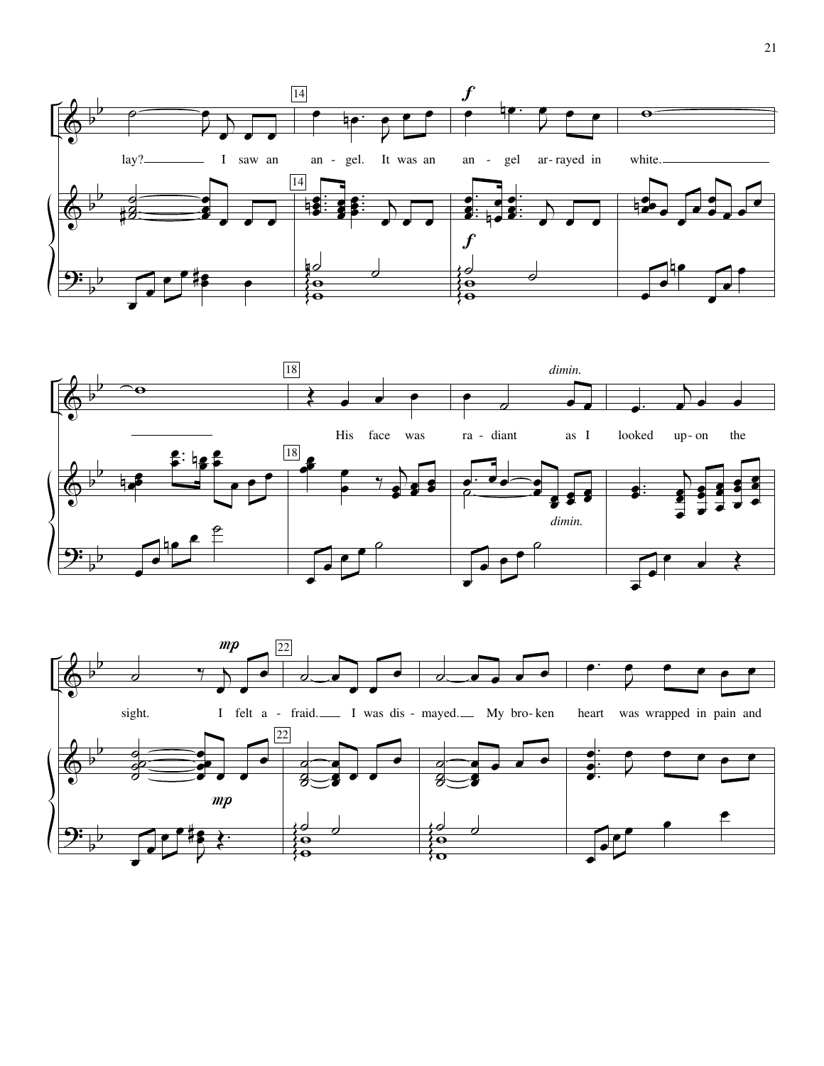lay? I saw an an - gel. It was an an - gel ar - rayed in white.

His face was ra - diant as I looked up - on the

sight. I felt a - fraid. I was dis - mayed. My bro - ken heart was wrapped in pain and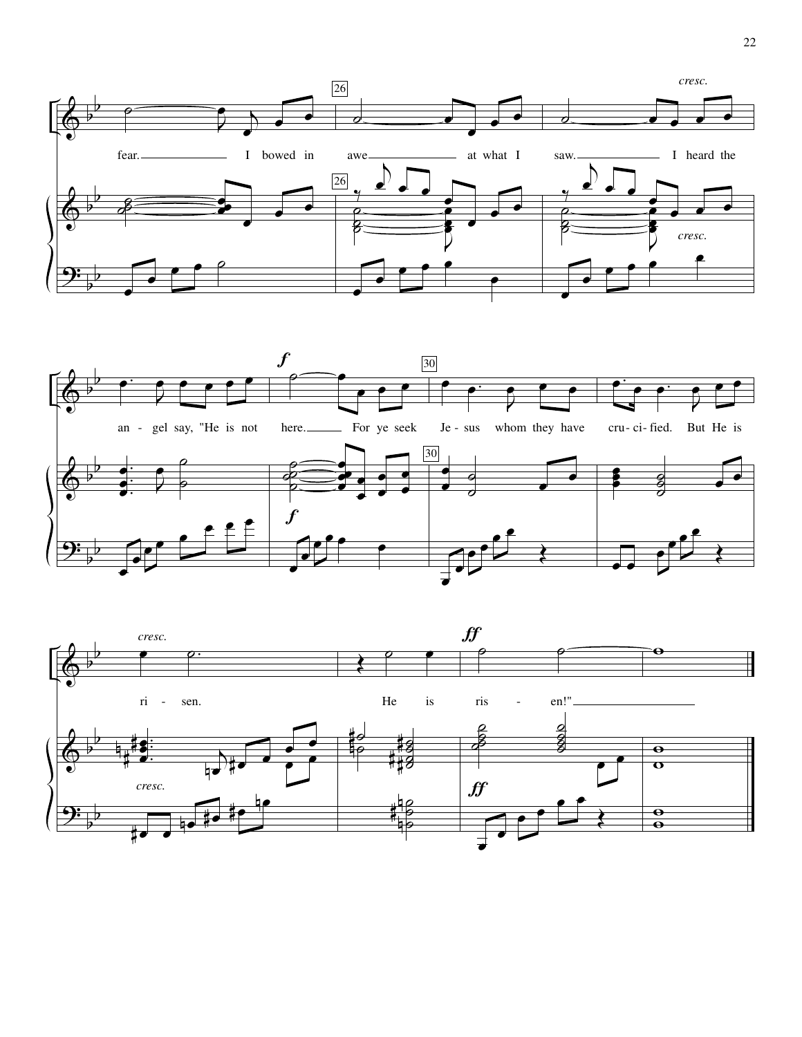fear. I bowed in awe at what I saw. I heard the an - gel say, "He is not here. For ye seek Je - sus whom they have cru - ci - fied. But He is ri - sen. He is ris - en!"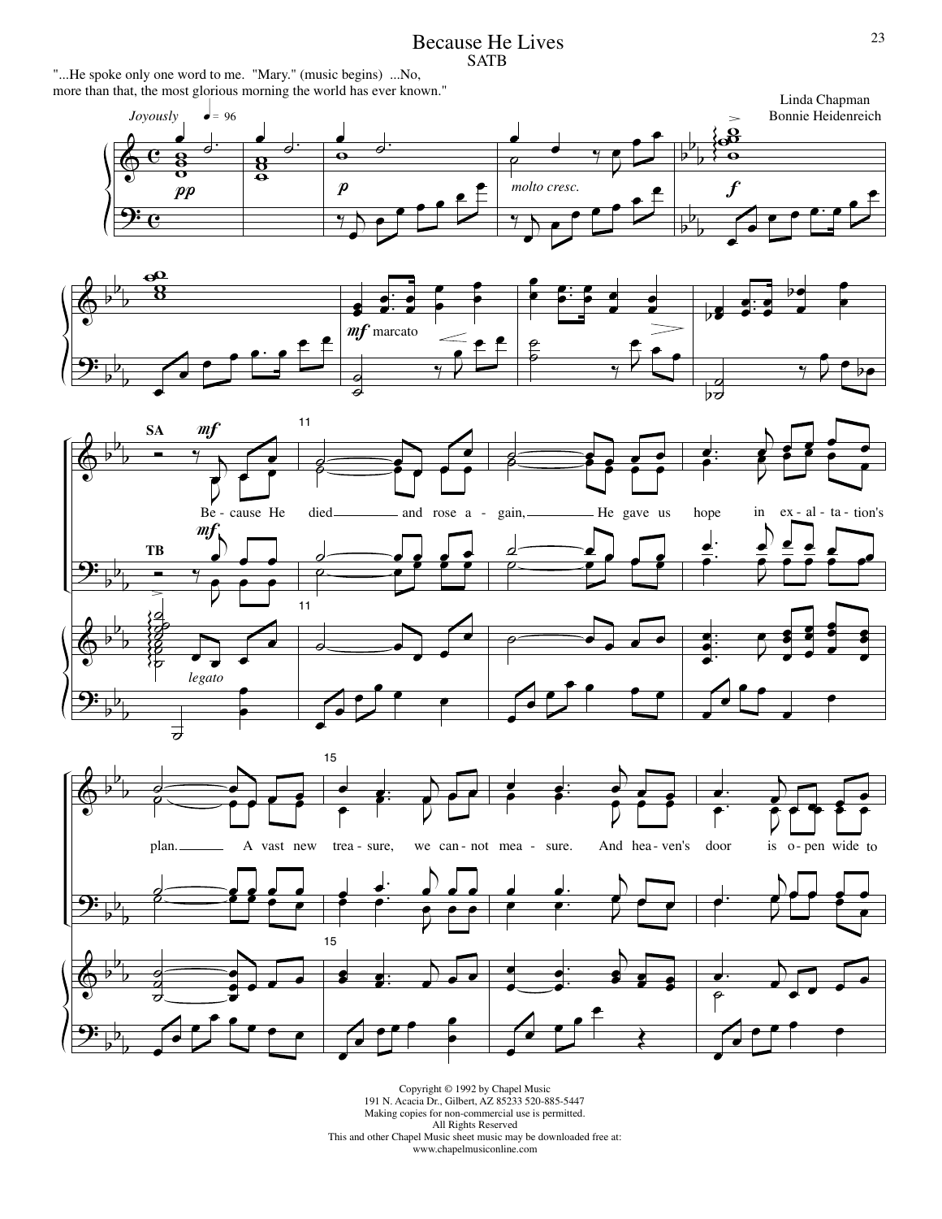# Because He Lives

SATB

"...He spoke only one word to me. "Mary." (music begins) ...No, more than that, the most glorious morning the world has ever known."

Linda Chapman
Bonnie Heidenreich

*Joyously* ♩ = 96

Be - cause He died and rose a - gain, He gave us hope in ex - al - ta - tion's plan. A vast new trea - sure, we can - not mea - sure. And hea - ven's door is o - pen wide to

Copyright © 1992 by Chapel Music
191 N. Acacia Dr., Gilbert, AZ 85233 520-885-5447
Making copies for non-commercial use is permitted.
All Rights Reserved
This and other Chapel Music sheet music may be downloaded free at:
www.chapelmusiconline.com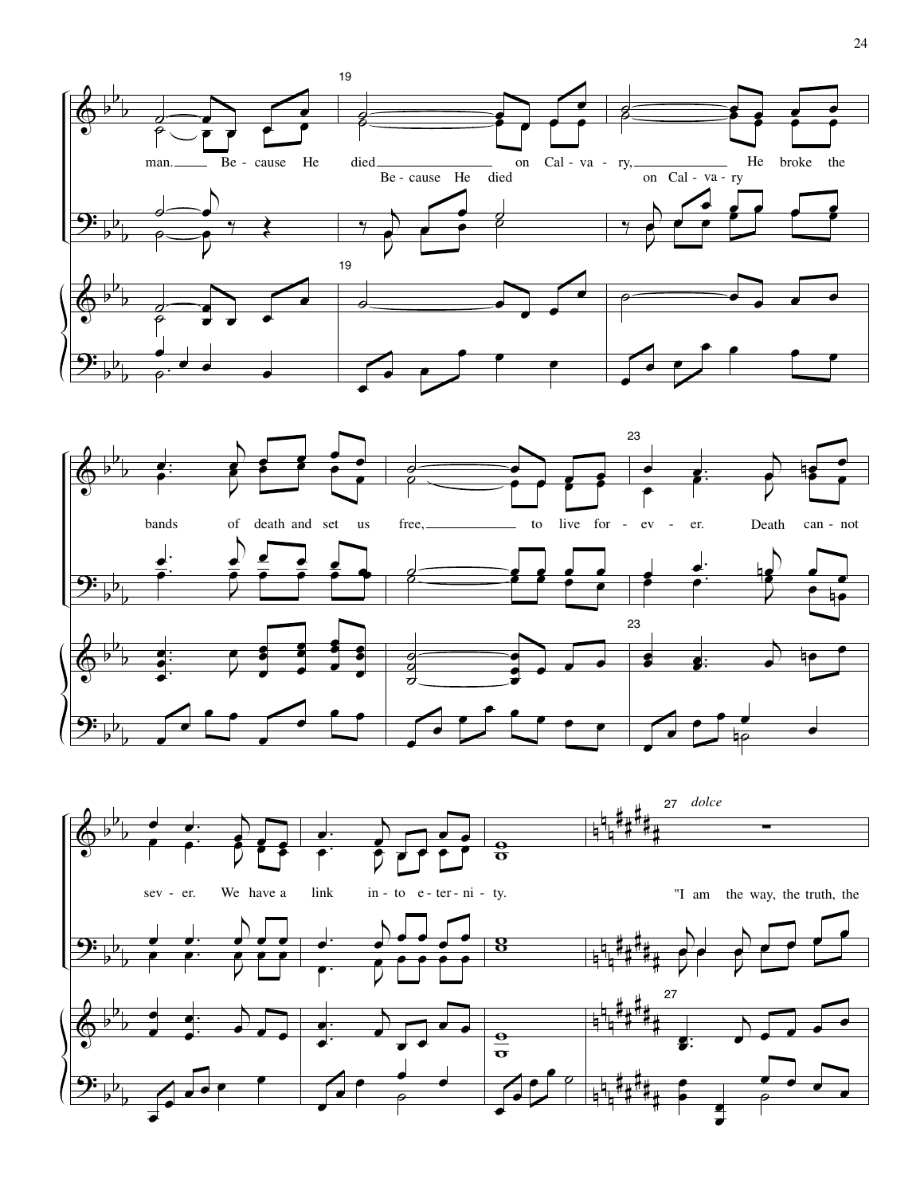19

man. Be - cause He died on Cal - va - ry, He broke the

Be - cause He died on Cal - va - ry

bands of death and set us free, to live for - ev - er.

23

Death can - not sev - er. We have a link in - to e - ter - ni - ty.

27 *dolce*

"I am the way, the truth, the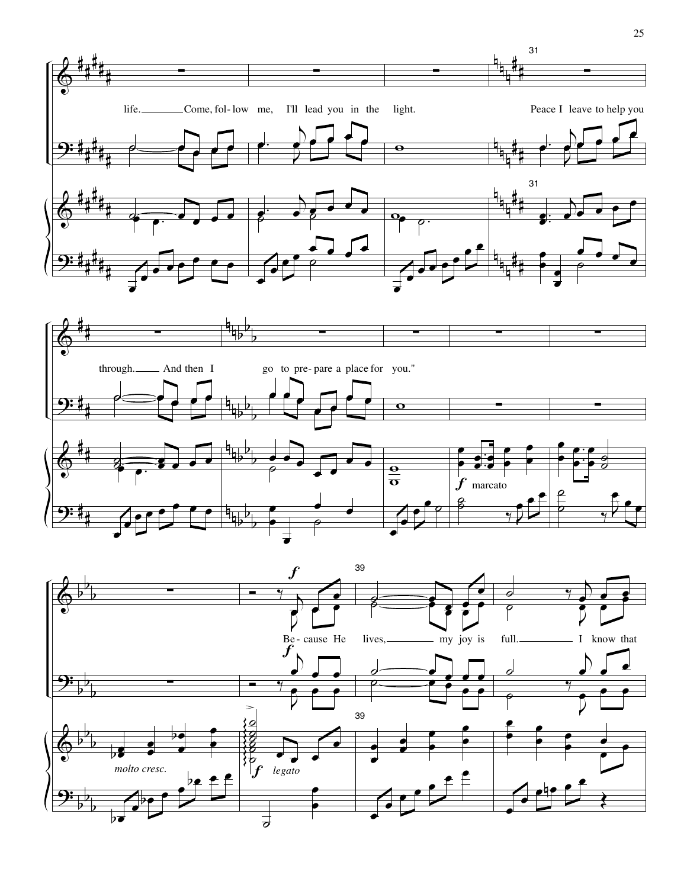life. Come, fol- low me, I'll lead you in the light. Peace I leave to help you

through. And then I go to pre- pare a place for you."

Be- cause He lives, my joy is full. I know that

*marcato*

*molto cresc.*

*legato*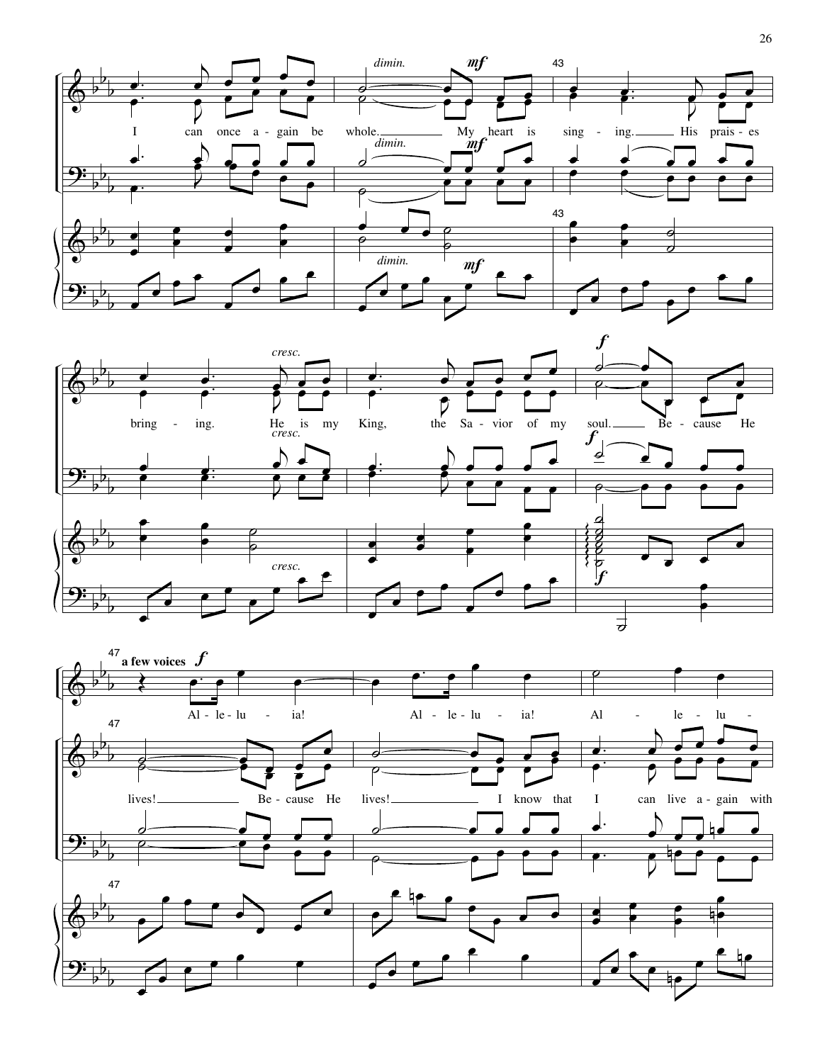I can once again be whole. My heart is sing - ing. His prais - es bring - ing. He is my King, the Sa - vior of my soul. Be - cause He

*dimin.* *mf* *cresc.* *f*

**a few voices** *f*

Al - le - lu - ia! Al - le - lu - ia! Al - le - lu -

lives! Be - cause He lives! I know that I can live a - gain with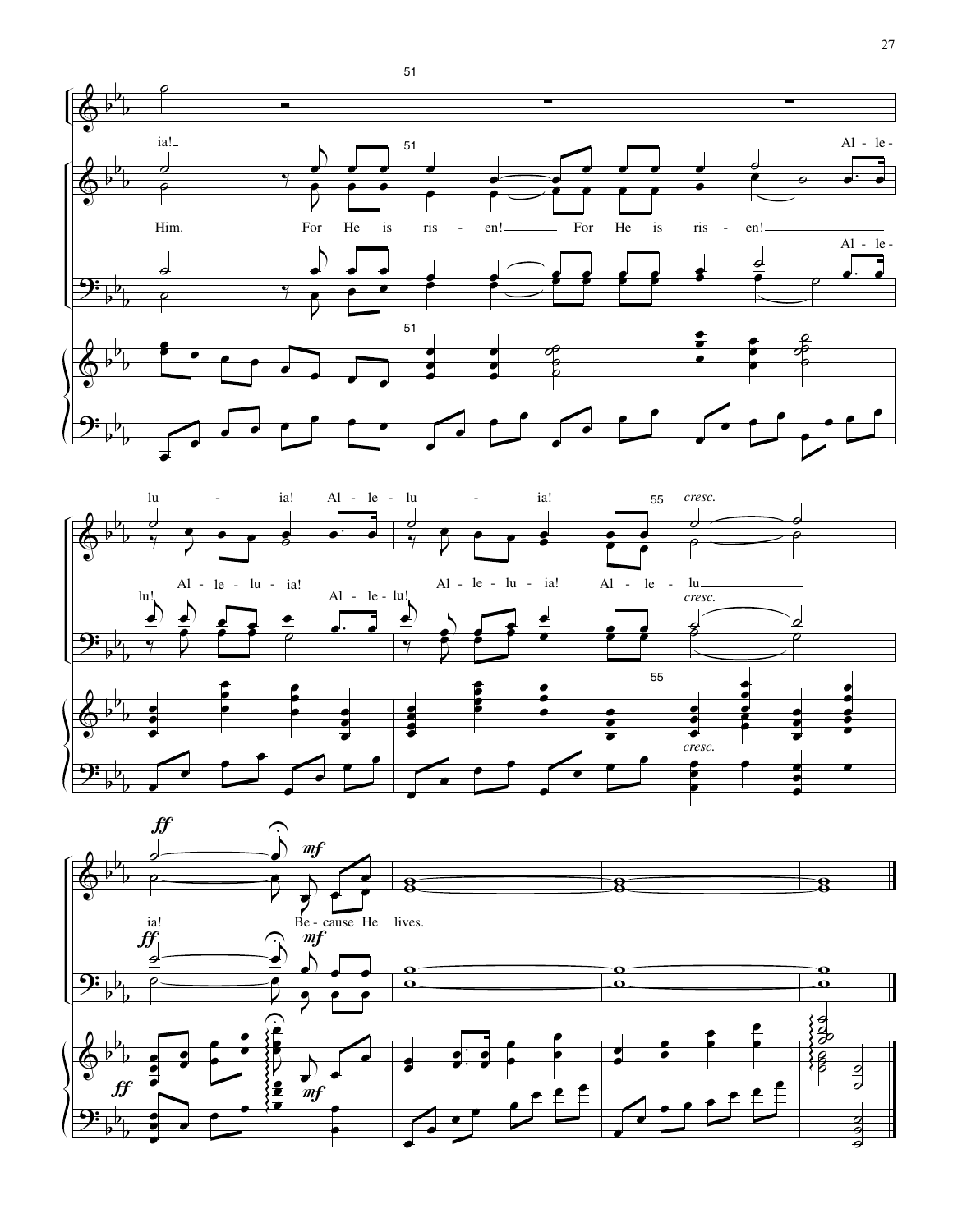51

ia!

Him. For He is ris - en! For He is ris - en!

Al - le -

Al - le -

lu - ia! Al - le - lu - ia!

*cresc.*

Al - le - lu - ia! Al - le - lu - ia! Al - le - lu

lu! Al - le - lu!

*cresc.*

55

*cresc.*

**ff** **mf**

ia! Be - cause He lives.

**ff** **mf**

**ff** **mf**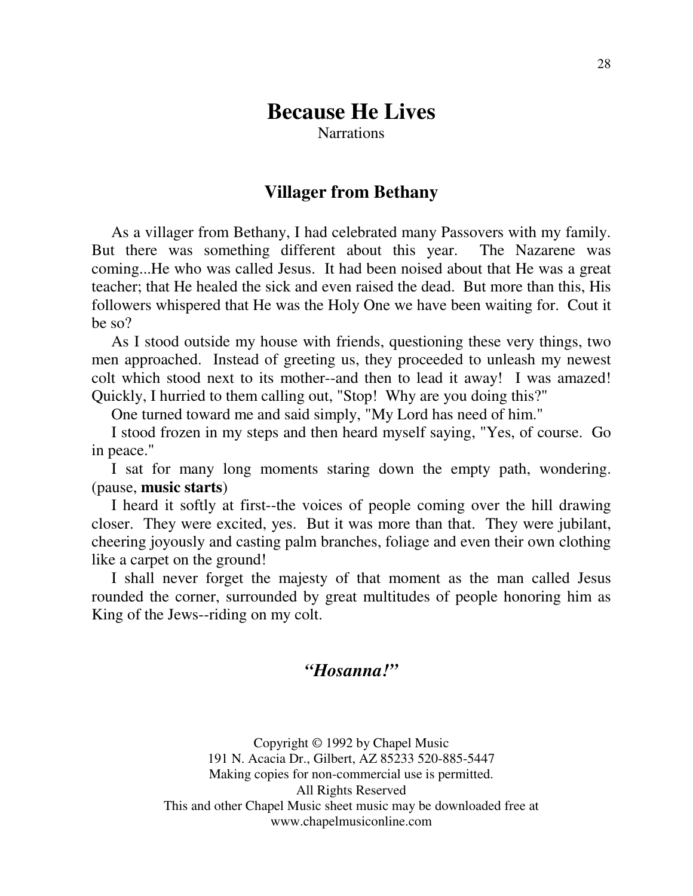# Because He Lives

Narrations

## Villager from Bethany

As a villager from Bethany, I had celebrated many Passovers with my family. But there was something different about this year. The Nazarene was coming...He who was called Jesus. It had been noised about that He was a great teacher; that He healed the sick and even raised the dead. But more than this, His followers whispered that He was the Holy One we have been waiting for. Cout it be so?

As I stood outside my house with friends, questioning these very things, two men approached. Instead of greeting us, they proceeded to unleash my newest colt which stood next to its mother--and then to lead it away! I was amazed! Quickly, I hurried to them calling out, "Stop! Why are you doing this?"

One turned toward me and said simply, "My Lord has need of him."

I stood frozen in my steps and then heard myself saying, "Yes, of course. Go in peace."

I sat for many long moments staring down the empty path, wondering. (pause, **music starts**)

I heard it softly at first--the voices of people coming over the hill drawing closer. They were excited, yes. But it was more than that. They were jubilant, cheering joyously and casting palm branches, foliage and even their own clothing like a carpet on the ground!

I shall never forget the majesty of that moment as the man called Jesus rounded the corner, surrounded by great multitudes of people honoring him as King of the Jews--riding on my colt.

### ***"Hosanna!"***

Copyright © 1992 by Chapel Music
191 N. Acacia Dr., Gilbert, AZ 85233 520-885-5447
Making copies for non-commercial use is permitted.
All Rights Reserved
This and other Chapel Music sheet music may be downloaded free at
www.chapelmusiconline.com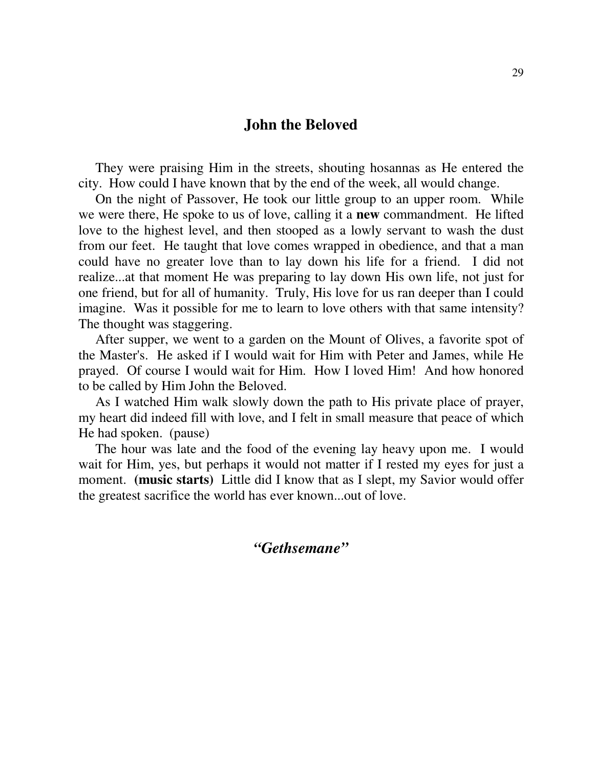## John the Beloved

They were praising Him in the streets, shouting hosannas as He entered the city. How could I have known that by the end of the week, all would change.

On the night of Passover, He took our little group to an upper room. While we were there, He spoke to us of love, calling it a **new** commandment. He lifted love to the highest level, and then stooped as a lowly servant to wash the dust from our feet. He taught that love comes wrapped in obedience, and that a man could have no greater love than to lay down his life for a friend. I did not realize...at that moment He was preparing to lay down His own life, not just for one friend, but for all of humanity. Truly, His love for us ran deeper than I could imagine. Was it possible for me to learn to love others with that same intensity? The thought was staggering.

After supper, we went to a garden on the Mount of Olives, a favorite spot of the Master's. He asked if I would wait for Him with Peter and James, while He prayed. Of course I would wait for Him. How I loved Him! And how honored to be called by Him John the Beloved.

As I watched Him walk slowly down the path to His private place of prayer, my heart did indeed fill with love, and I felt in small measure that peace of which He had spoken. (pause)

The hour was late and the food of the evening lay heavy upon me. I would wait for Him, yes, but perhaps it would not matter if I rested my eyes for just a moment. **(music starts)** Little did I know that as I slept, my Savior would offer the greatest sacrifice the world has ever known...out of love.

***"Gethsemane"***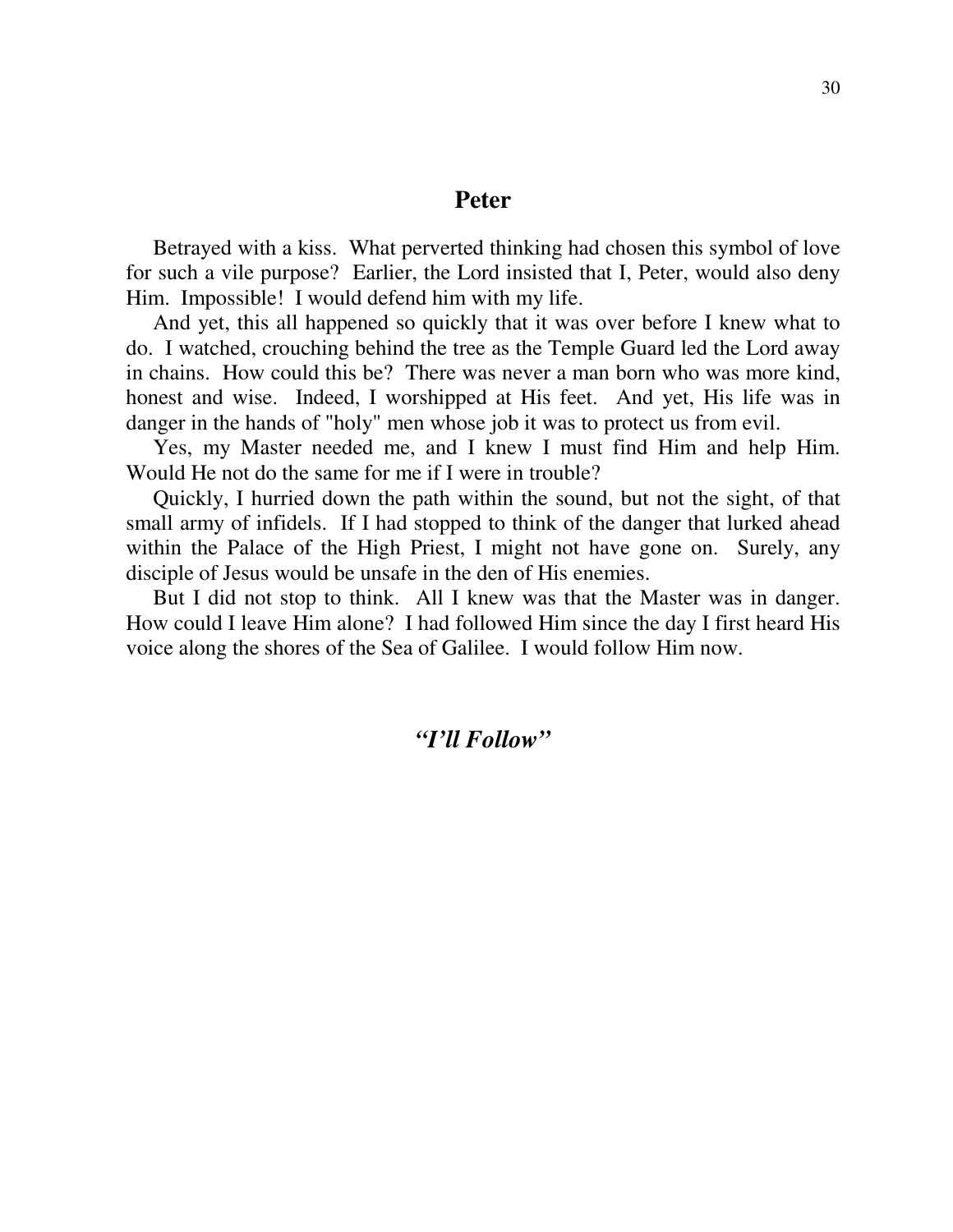## Peter

Betrayed with a kiss. What perverted thinking had chosen this symbol of love for such a vile purpose? Earlier, the Lord insisted that I, Peter, would also deny Him. Impossible! I would defend him with my life.

And yet, this all happened so quickly that it was over before I knew what to do. I watched, crouching behind the tree as the Temple Guard led the Lord away in chains. How could this be? There was never a man born who was more kind, honest and wise. Indeed, I worshipped at His feet. And yet, His life was in danger in the hands of "holy" men whose job it was to protect us from evil.

Yes, my Master needed me, and I knew I must find Him and help Him. Would He not do the same for me if I were in trouble?

Quickly, I hurried down the path within the sound, but not the sight, of that small army of infidels. If I had stopped to think of the danger that lurked ahead within the Palace of the High Priest, I might not have gone on. Surely, any disciple of Jesus would be unsafe in the den of His enemies.

But I did not stop to think. All I knew was that the Master was in danger. How could I leave Him alone? I had followed Him since the day I first heard His voice along the shores of the Sea of Galilee. I would follow Him now.

***"I'll Follow"***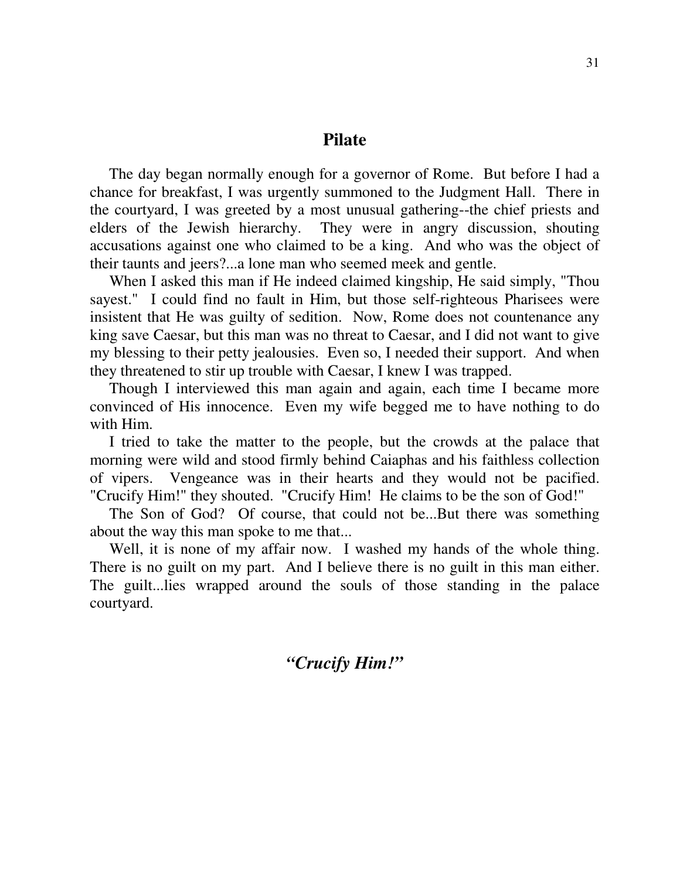## Pilate

The day began normally enough for a governor of Rome. But before I had a chance for breakfast, I was urgently summoned to the Judgment Hall. There in the courtyard, I was greeted by a most unusual gathering--the chief priests and elders of the Jewish hierarchy. They were in angry discussion, shouting accusations against one who claimed to be a king. And who was the object of their taunts and jeers?...a lone man who seemed meek and gentle.

When I asked this man if He indeed claimed kingship, He said simply, "Thou sayest." I could find no fault in Him, but those self-righteous Pharisees were insistent that He was guilty of sedition. Now, Rome does not countenance any king save Caesar, but this man was no threat to Caesar, and I did not want to give my blessing to their petty jealousies. Even so, I needed their support. And when they threatened to stir up trouble with Caesar, I knew I was trapped.

Though I interviewed this man again and again, each time I became more convinced of His innocence. Even my wife begged me to have nothing to do with Him.

I tried to take the matter to the people, but the crowds at the palace that morning were wild and stood firmly behind Caiaphas and his faithless collection of vipers. Vengeance was in their hearts and they would not be pacified. "Crucify Him!" they shouted. "Crucify Him! He claims to be the son of God!"

The Son of God? Of course, that could not be...But there was something about the way this man spoke to me that...

Well, it is none of my affair now. I washed my hands of the whole thing. There is no guilt on my part. And I believe there is no guilt in this man either. The guilt...lies wrapped around the souls of those standing in the palace courtyard.

### *"Crucify Him!"*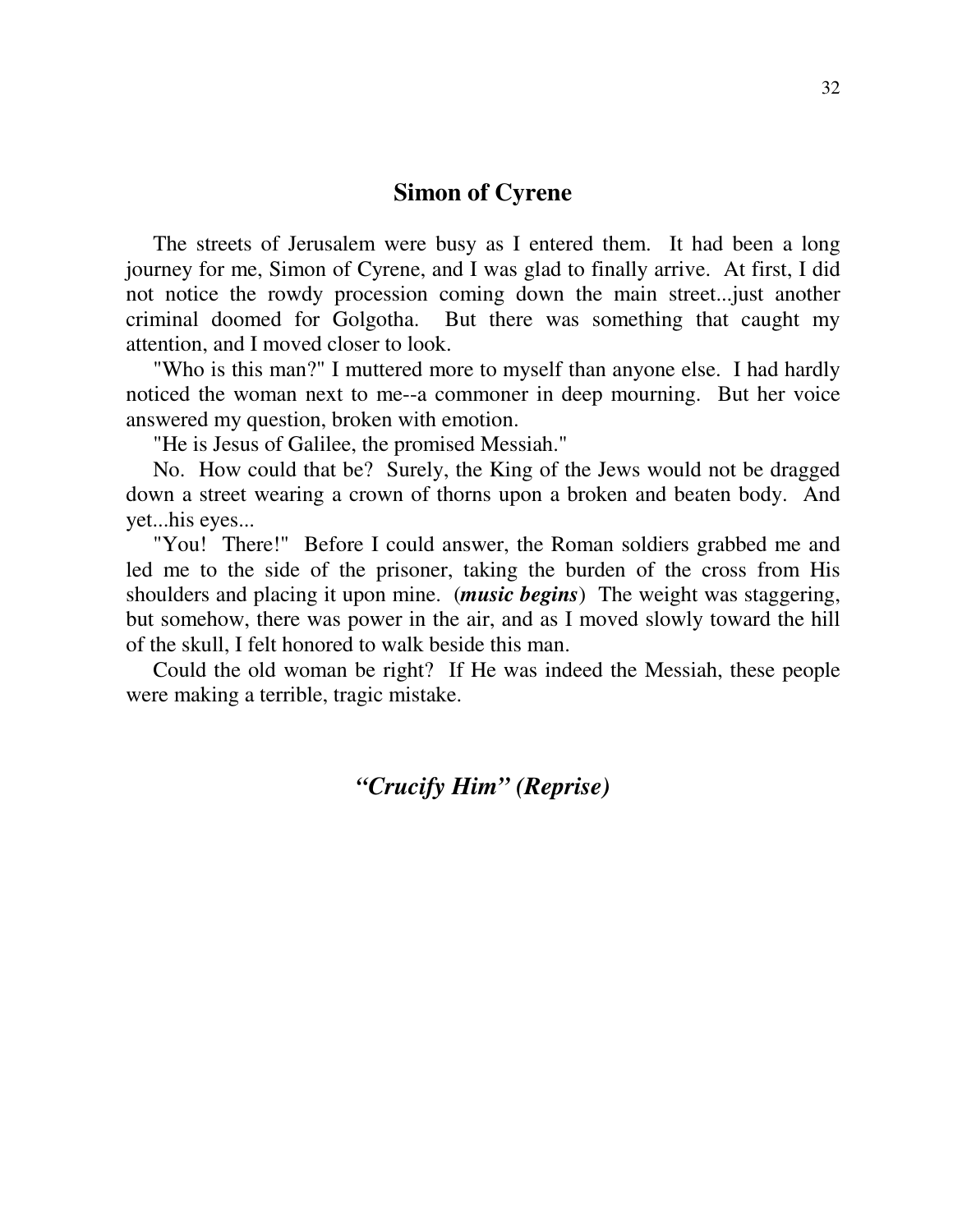## Simon of Cyrene

The streets of Jerusalem were busy as I entered them. It had been a long journey for me, Simon of Cyrene, and I was glad to finally arrive. At first, I did not notice the rowdy procession coming down the main street...just another criminal doomed for Golgotha. But there was something that caught my attention, and I moved closer to look.

"Who is this man?" I muttered more to myself than anyone else. I had hardly noticed the woman next to me--a commoner in deep mourning. But her voice answered my question, broken with emotion.

"He is Jesus of Galilee, the promised Messiah."

No. How could that be? Surely, the King of the Jews would not be dragged down a street wearing a crown of thorns upon a broken and beaten body. And yet...his eyes...

"You! There!" Before I could answer, the Roman soldiers grabbed me and led me to the side of the prisoner, taking the burden of the cross from His shoulders and placing it upon mine. (***music begins***) The weight was staggering, but somehow, there was power in the air, and as I moved slowly toward the hill of the skull, I felt honored to walk beside this man.

Could the old woman be right? If He was indeed the Messiah, these people were making a terrible, tragic mistake.

### *"Crucify Him" (Reprise)*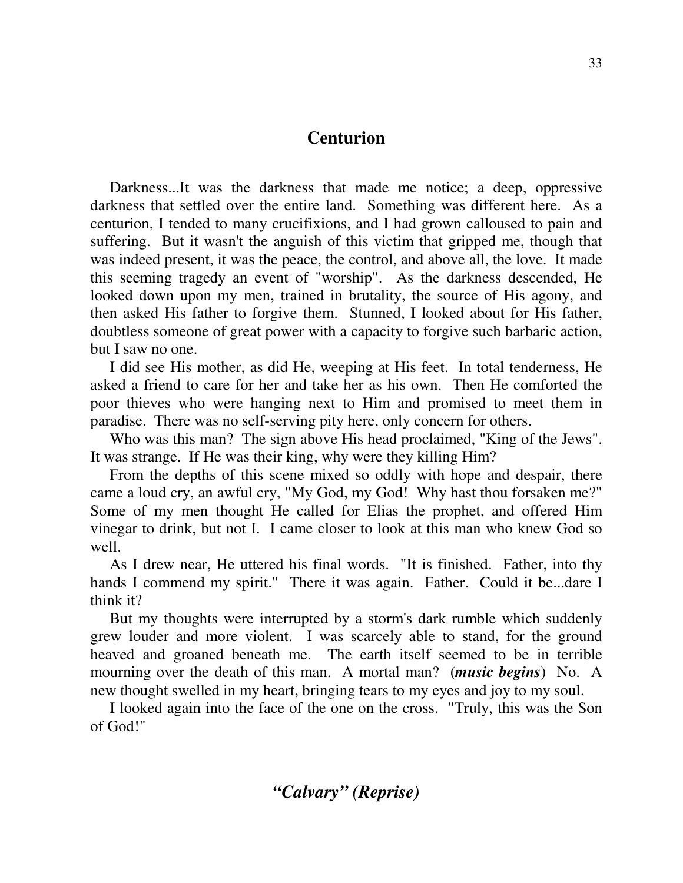## Centurion

Darkness...It was the darkness that made me notice; a deep, oppressive darkness that settled over the entire land. Something was different here. As a centurion, I tended to many crucifixions, and I had grown calloused to pain and suffering. But it wasn't the anguish of this victim that gripped me, though that was indeed present, it was the peace, the control, and above all, the love. It made this seeming tragedy an event of "worship". As the darkness descended, He looked down upon my men, trained in brutality, the source of His agony, and then asked His father to forgive them. Stunned, I looked about for His father, doubtless someone of great power with a capacity to forgive such barbaric action, but I saw no one.

I did see His mother, as did He, weeping at His feet. In total tenderness, He asked a friend to care for her and take her as his own. Then He comforted the poor thieves who were hanging next to Him and promised to meet them in paradise. There was no self-serving pity here, only concern for others.

Who was this man? The sign above His head proclaimed, "King of the Jews". It was strange. If He was their king, why were they killing Him?

From the depths of this scene mixed so oddly with hope and despair, there came a loud cry, an awful cry, "My God, my God! Why hast thou forsaken me?" Some of my men thought He called for Elias the prophet, and offered Him vinegar to drink, but not I. I came closer to look at this man who knew God so well.

As I drew near, He uttered his final words. "It is finished. Father, into thy hands I commend my spirit." There it was again. Father. Could it be...dare I think it?

But my thoughts were interrupted by a storm's dark rumble which suddenly grew louder and more violent. I was scarcely able to stand, for the ground heaved and groaned beneath me. The earth itself seemed to be in terrible mourning over the death of this man. A mortal man? (***music begins***) No. A new thought swelled in my heart, bringing tears to my eyes and joy to my soul.

I looked again into the face of the one on the cross. "Truly, this was the Son of God!"

### *"Calvary" (Reprise)*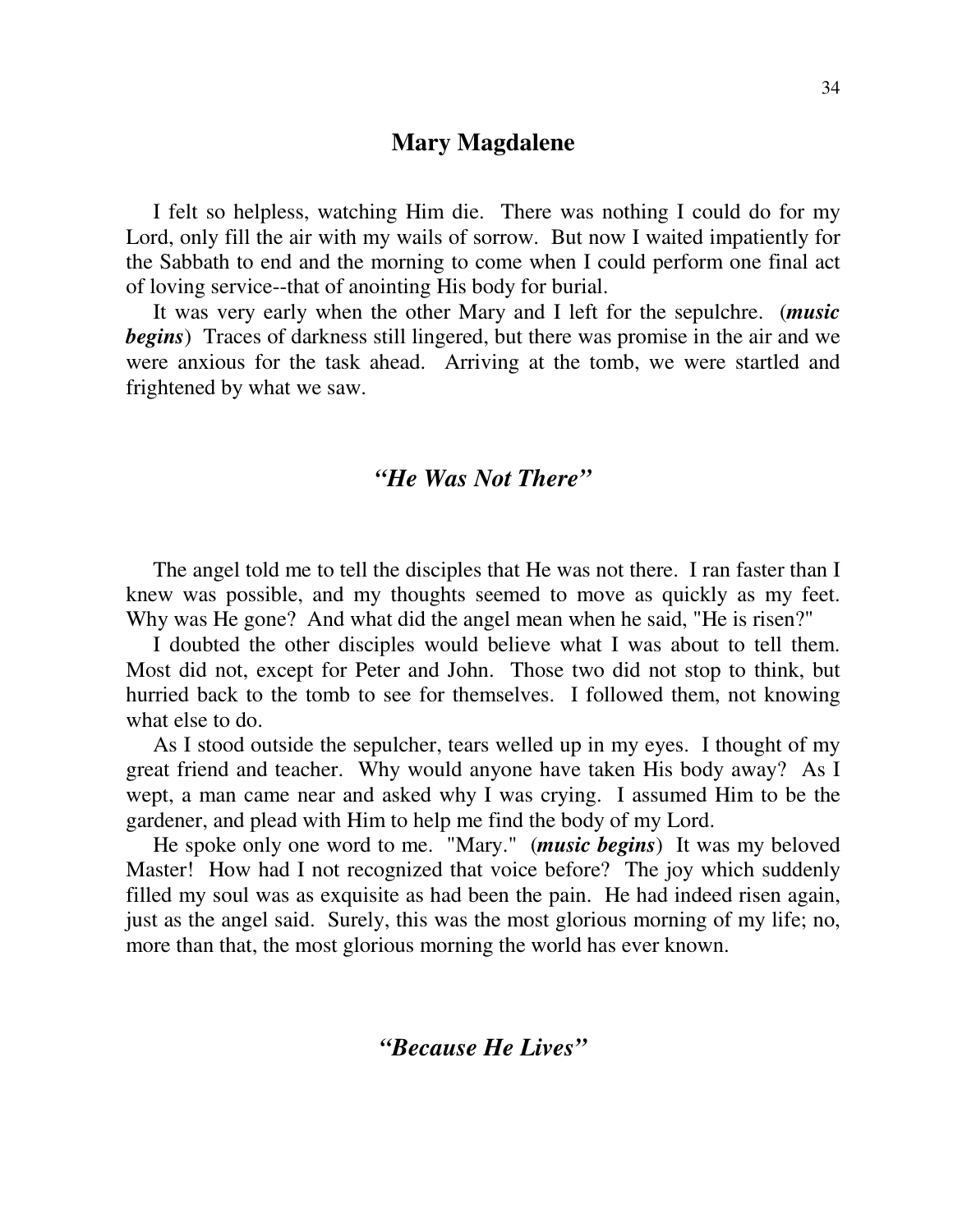## Mary Magdalene

I felt so helpless, watching Him die. There was nothing I could do for my Lord, only fill the air with my wails of sorrow. But now I waited impatiently for the Sabbath to end and the morning to come when I could perform one final act of loving service--that of anointing His body for burial.

It was very early when the other Mary and I left for the sepulchre. (***music begins***) Traces of darkness still lingered, but there was promise in the air and we were anxious for the task ahead. Arriving at the tomb, we were startled and frightened by what we saw.

### *"He Was Not There"*

The angel told me to tell the disciples that He was not there. I ran faster than I knew was possible, and my thoughts seemed to move as quickly as my feet. Why was He gone? And what did the angel mean when he said, "He is risen?"

I doubted the other disciples would believe what I was about to tell them. Most did not, except for Peter and John. Those two did not stop to think, but hurried back to the tomb to see for themselves. I followed them, not knowing what else to do.

As I stood outside the sepulcher, tears welled up in my eyes. I thought of my great friend and teacher. Why would anyone have taken His body away? As I wept, a man came near and asked why I was crying. I assumed Him to be the gardener, and plead with Him to help me find the body of my Lord.

He spoke only one word to me. "Mary." (***music begins***) It was my beloved Master! How had I not recognized that voice before? The joy which suddenly filled my soul was as exquisite as had been the pain. He had indeed risen again, just as the angel said. Surely, this was the most glorious morning of my life; no, more than that, the most glorious morning the world has ever known.

### *"Because He Lives"*